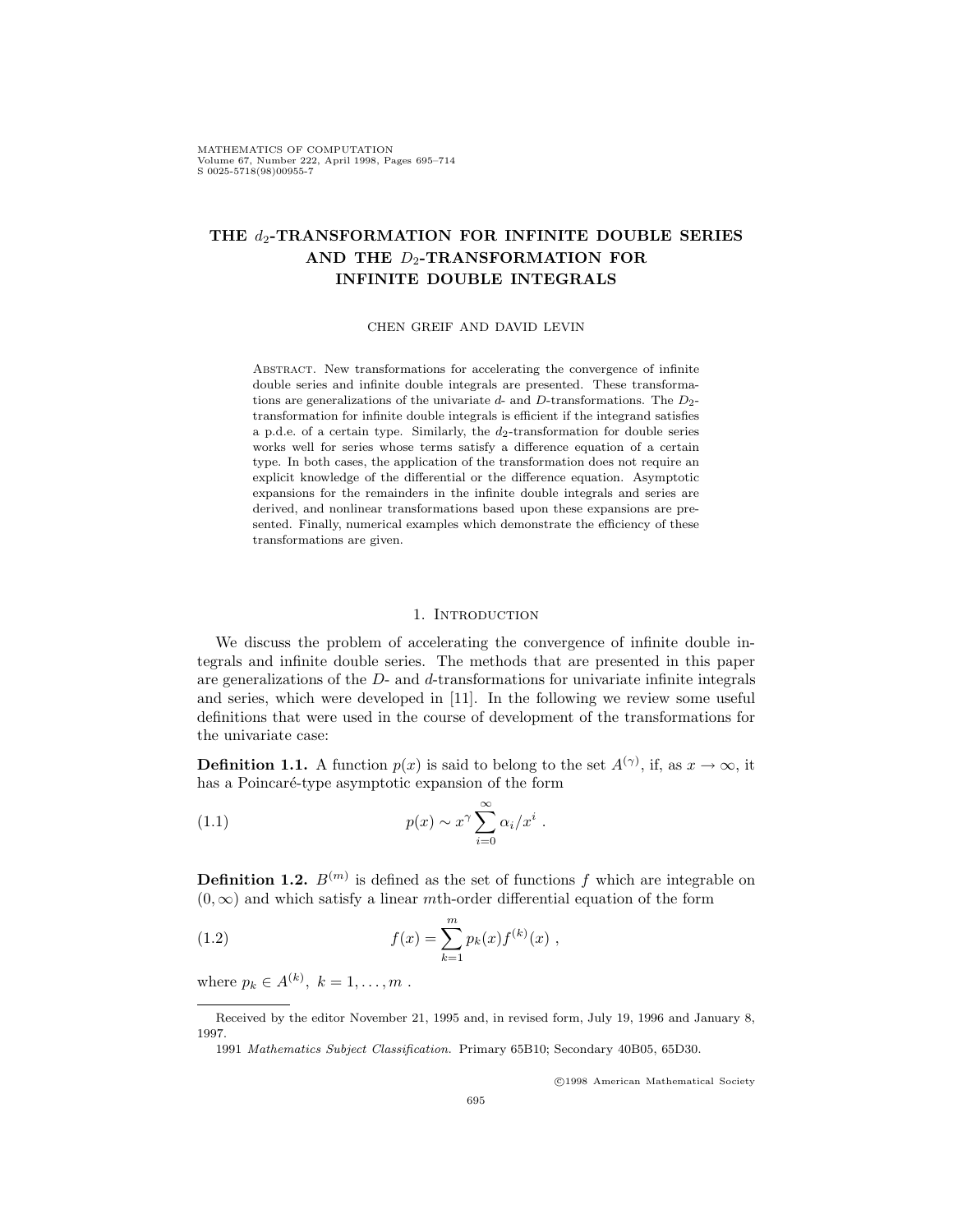# THE $d_2$-TRANSFORMATION FOR INFINITE DOUBLE SERIES AND THE $D_2$-TRANSFORMATION FOR INFINITE DOUBLE INTEGRALS

CHEN GREIF AND DAVID LEVIN

ABSTRACT. New transformations for accelerating the convergence of infinite double series and infinite double integrals are presented. These transformations are generalizations of the univariate $d$- and $D$-transformations. The $D_2$-transformation for infinite double integrals is efficient if the integrand satisfies a p.d.e. of a certain type. Similarly, the $d_2$-transformation for double series works well for series whose terms satisfy a difference equation of a certain type. In both cases, the application of the transformation does not require an explicit knowledge of the differential or the difference equation. Asymptotic expansions for the remainders in the infinite double integrals and series are derived, and nonlinear transformations based upon these expansions are presented. Finally, numerical examples which demonstrate the efficiency of these transformations are given.

## 1. Introduction

We discuss the problem of accelerating the convergence of infinite double integrals and infinite double series. The methods that are presented in this paper are generalizations of the $D$- and $d$-transformations for univariate infinite integrals and series, which were developed in [11]. In the following we review some useful definitions that were used in the course of development of the transformations for the univariate case:

**Definition 1.1.** A function $p(x)$ is said to belong to the set $A^{(\gamma)}$, if, as $x \to \infty$, it has a Poincaré-type asymptotic expansion of the form

$$p(x) \sim x^{\gamma} \sum_{i=0}^{\infty} \alpha_i / x^i \ . \tag{1.1}$$

**Definition 1.2.** $B^{(m)}$ is defined as the set of functions $f$ which are integrable on $(0, \infty)$ and which satisfy a linear $m$th-order differential equation of the form

$$f(x) = \sum_{k=1}^{m} p_k(x) f^{(k)}(x) \ , \tag{1.2}$$

where $p_k \in A^{(k)}, \ k = 1, \ldots, m$ .

---

Received by the editor November 21, 1995 and, in revised form, July 19, 1996 and January 8, 1997.

1991 *Mathematics Subject Classification.* Primary 65B10; Secondary 40B05, 65D30.

©1998 American Mathematical Society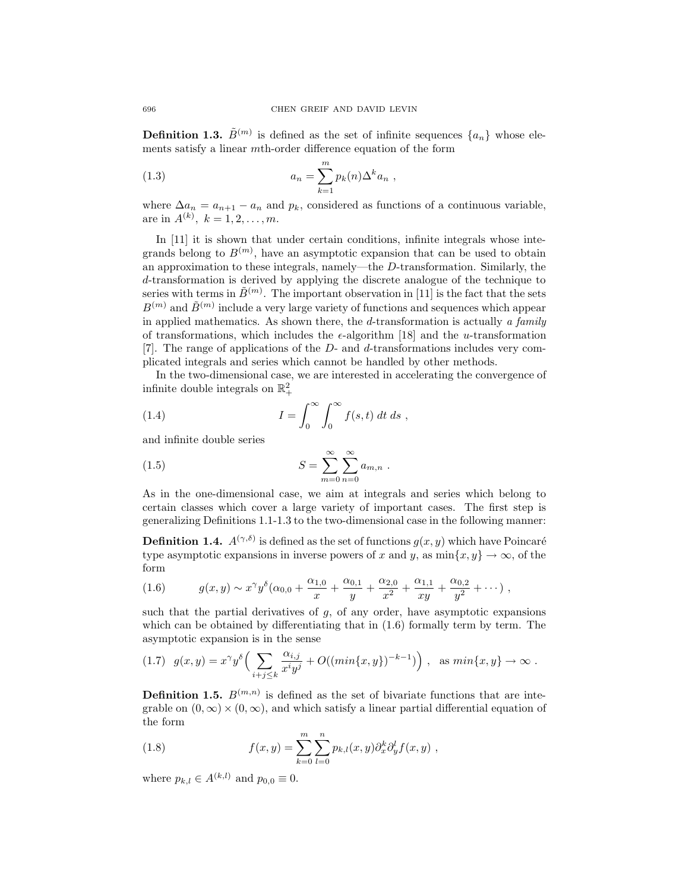**Definition 1.3.** $\tilde{B}^{(m)}$ is defined as the set of infinite sequences $\{a_n\}$ whose elements satisfy a linear $m$th-order difference equation of the form

$$a_n = \sum_{k=1}^{m} p_k(n) \Delta^k a_n \ , \tag{1.3}$$

where $\Delta a_n = a_{n+1} - a_n$ and $p_k$, considered as functions of a continuous variable, are in $A^{(k)}, \ k = 1, 2, \ldots, m$.

In [11] it is shown that under certain conditions, infinite integrals whose integrands belong to $B^{(m)}$, have an asymptotic expansion that can be used to obtain an approximation to these integrals, namely—the $D$-transformation. Similarly, the $d$-transformation is derived by applying the discrete analogue of the technique to series with terms in $\tilde{B}^{(m)}$. The important observation in [11] is the fact that the sets $B^{(m)}$ and $\tilde{B}^{(m)}$ include a very large variety of functions and sequences which appear in applied mathematics. As shown there, the $d$-transformation is actually *a family* of transformations, which includes the $\epsilon$-algorithm [18] and the $u$-transformation [7]. The range of applications of the $D$- and $d$-transformations includes very complicated integrals and series which cannot be handled by other methods.

In the two-dimensional case, we are interested in accelerating the convergence of infinite double integrals on $\mathbb{R}^2_+$

$$I = \int_0^\infty \int_0^\infty f(s,t) \, dt \, ds \ , \tag{1.4}$$

and infinite double series

$$S = \sum_{m=0}^{\infty} \sum_{n=0}^{\infty} a_{m,n} \ . \tag{1.5}$$

As in the one-dimensional case, we aim at integrals and series which belong to certain classes which cover a large variety of important cases. The first step is generalizing Definitions 1.1-1.3 to the two-dimensional case in the following manner:

**Definition 1.4.** $A^{(\gamma,\delta)}$ is defined as the set of functions $g(x,y)$ which have Poincaré type asymptotic expansions in inverse powers of $x$ and $y$, as $\min\{x,y\} \to \infty$, of the form

$$g(x,y) \sim x^\gamma y^\delta \left(\alpha_{0,0} + \frac{\alpha_{1,0}}{x} + \frac{\alpha_{0,1}}{y} + \frac{\alpha_{2,0}}{x^2} + \frac{\alpha_{1,1}}{xy} + \frac{\alpha_{0,2}}{y^2} + \cdots \right) \ , \tag{1.6}$$

such that the partial derivatives of $g$, of any order, have asymptotic expansions which can be obtained by differentiating that in (1.6) formally term by term. The asymptotic expansion is in the sense

$$g(x,y) = x^\gamma y^\delta \Big( \sum_{i+j \le k} \frac{\alpha_{i,j}}{x^i y^j} + O((min\{x,y\})^{-k-1}) \Big) \ , \quad \text{as } min\{x,y\} \to \infty \ . \tag{1.7}$$

**Definition 1.5.** $B^{(m,n)}$ is defined as the set of bivariate functions that are integrable on $(0,\infty) \times (0,\infty)$, and which satisfy a linear partial differential equation of the form

$$f(x,y) = \sum_{k=0}^{m} \sum_{l=0}^{n} p_{k,l}(x,y) \partial_x^k \partial_y^l f(x,y) \ , \tag{1.8}$$

where $p_{k,l} \in A^{(k,l)}$ and $p_{0,0} \equiv 0$.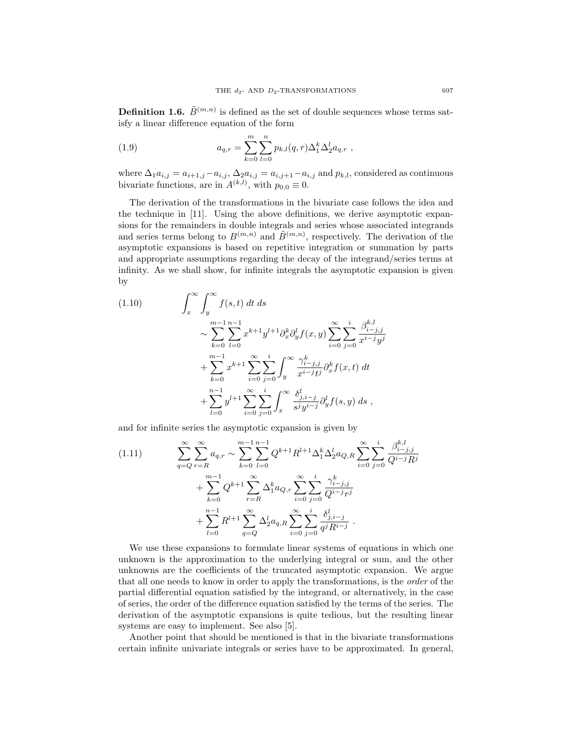**Definition 1.6.** $\tilde{B}^{(m,n)}$ is defined as the set of double sequences whose terms satisfy a linear difference equation of the form

$$a_{q,r} = \sum_{k=0}^{m} \sum_{l=0}^{n} p_{k,l}(q,r) \Delta_1^k \Delta_2^l a_{q,r} \ , \tag{1.9}$$

where $\Delta_1 a_{i,j} = a_{i+1,j} - a_{i,j}$, $\Delta_2 a_{i,j} = a_{i,j+1} - a_{i,j}$ and $p_{k,l}$, considered as continuous bivariate functions, are in $A^{(k,l)}$, with $p_{0,0} \equiv 0$.

The derivation of the transformations in the bivariate case follows the idea and the technique in [11]. Using the above definitions, we derive asymptotic expansions for the remainders in double integrals and series whose associated integrands and series terms belong to $B^{(m,n)}$ and $\tilde{B}^{(m,n)}$, respectively. The derivation of the asymptotic expansions is based on repetitive integration or summation by parts and appropriate assumptions regarding the decay of the integrand/series terms at infinity. As we shall show, for infinite integrals the asymptotic expansion is given by

$$\begin{aligned}
\int_x^\infty \int_y^\infty f(s,t) \, dt \, ds
&\sim \sum_{k=0}^{m-1} \sum_{l=0}^{n-1} x^{k+1} y^{l+1} \partial_x^k \partial_y^l f(x,y) \sum_{i=0}^{\infty} \sum_{j=0}^{i} \frac{\beta_{i-j,j}^{k,l}}{x^{i-j} y^j} \\
&\quad + \sum_{k=0}^{m-1} x^{k+1} \sum_{i=0}^{\infty} \sum_{j=0}^{i} \int_y^\infty \frac{\gamma_{i-j,j}^{k}}{x^{i-j} t^j} \partial_x^k f(x,t) \, dt \\
&\quad + \sum_{l=0}^{n-1} y^{l+1} \sum_{i=0}^{\infty} \sum_{j=0}^{i} \int_x^\infty \frac{\delta_{j,i-j}^{l}}{s^j y^{i-j}} \partial_y^l f(s,y) \, ds \ ,
\end{aligned} \tag{1.10}$$

and for infinite series the asymptotic expansion is given by

$$\begin{aligned}
\sum_{q=Q}^{\infty} \sum_{r=R}^{\infty} a_{q,r} &\sim \sum_{k=0}^{m-1} \sum_{l=0}^{n-1} Q^{k+1} R^{l+1} \Delta_1^k \Delta_2^l a_{Q,R} \sum_{i=0}^{\infty} \sum_{j=0}^{i} \frac{\beta_{i-j,j}^{k,l}}{Q^{i-j} R^j} \\
&\quad + \sum_{k=0}^{m-1} Q^{k+1} \sum_{r=R}^{\infty} \Delta_1^k a_{Q,r} \sum_{i=0}^{\infty} \sum_{j=0}^{i} \frac{\gamma_{i-j,j}^{k}}{Q^{i-j} r^j} \\
&\quad + \sum_{l=0}^{n-1} R^{l+1} \sum_{q=Q}^{\infty} \Delta_2^l a_{q,R} \sum_{i=0}^{\infty} \sum_{j=0}^{i} \frac{\delta_{j,i-j}^{l}}{q^j R^{i-j}} \ .
\end{aligned} \tag{1.11}$$

We use these expansions to formulate linear systems of equations in which one unknown is the approximation to the underlying integral or sum, and the other unknowns are the coefficients of the truncated asymptotic expansion. We argue that all one needs to know in order to apply the transformations, is the *order* of the partial differential equation satisfied by the integrand, or alternatively, in the case of series, the order of the difference equation satisfied by the terms of the series. The derivation of the asymptotic expansions is quite tedious, but the resulting linear systems are easy to implement. See also [5].

Another point that should be mentioned is that in the bivariate transformations certain infinite univariate integrals or series have to be approximated. In general,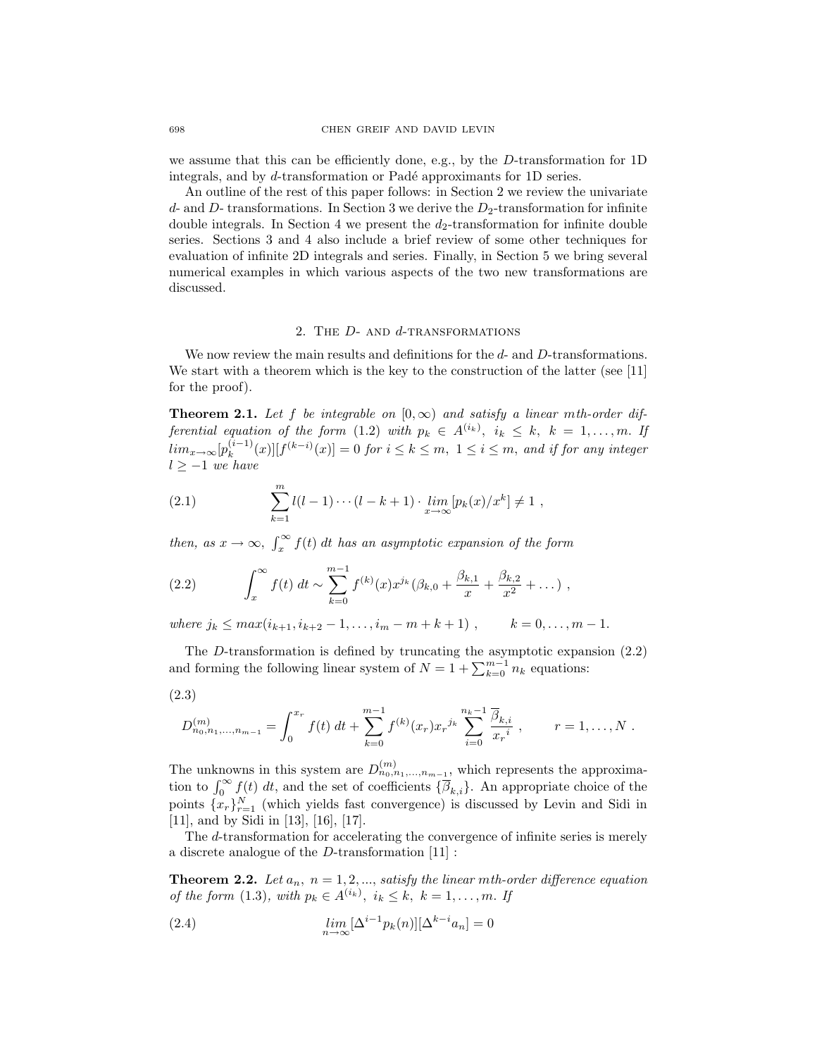we assume that this can be efficiently done, e.g., by the $D$-transformation for 1D integrals, and by $d$-transformation or Padé approximants for 1D series.

An outline of the rest of this paper follows: in Section 2 we review the univariate $d$- and $D$- transformations. In Section 3 we derive the $D_2$-transformation for infinite double integrals. In Section 4 we present the $d_2$-transformation for infinite double series. Sections 3 and 4 also include a brief review of some other techniques for evaluation of infinite 2D integrals and series. Finally, in Section 5 we bring several numerical examples in which various aspects of the two new transformations are discussed.

## 2. The $D$- and $d$-transformations

We now review the main results and definitions for the $d$- and $D$-transformations. We start with a theorem which is the key to the construction of the latter (see [11] for the proof).

**Theorem 2.1.** *Let $f$ be integrable on $[0,\infty)$ and satisfy a linear $m$th-order differential equation of the form (1.2) with $p_k \in A^{(i_k)},\ i_k \le k,\ k=1,\dots,m$. If $\lim_{x\to\infty}[p_k^{(i-1)}(x)][f^{(k-i)}(x)] = 0$ for $i \le k \le m,\ 1 \le i \le m$, and if for any integer $l \ge -1$ we have*

$$\sum_{k=1}^{m} l(l-1)\cdots(l-k+1)\cdot \lim_{x\to\infty}[p_k(x)/x^k] \ne 1 \ , \tag{2.1}$$

*then, as $x \to \infty$, $\int_x^\infty f(t)\,dt$ has an asymptotic expansion of the form*

$$\int_x^\infty f(t)\,dt \sim \sum_{k=0}^{m-1} f^{(k)}(x)x^{j_k}\left(\beta_{k,0} + \frac{\beta_{k,1}}{x} + \frac{\beta_{k,2}}{x^2} + \dots\right) , \tag{2.2}$$

*where $j_k \le max(i_{k+1}, i_{k+2}-1, \dots, i_m - m + k + 1)$ ,* $\qquad k = 0,\dots,m-1$.

The $D$-transformation is defined by truncating the asymptotic expansion (2.2) and forming the following linear system of $N = 1 + \sum_{k=0}^{m-1} n_k$ equations:

$$D^{(m)}_{n_0,n_1,\dots,n_{m-1}} = \int_0^{x_r} f(t)\,dt + \sum_{k=0}^{m-1} f^{(k)}(x_r){x_r}^{j_k} \sum_{i=0}^{n_k-1} \frac{\overline{\beta}_{k,i}}{{x_r}^i} , \qquad r = 1,\dots,N \ . \tag{2.3}$$

The unknowns in this system are $D^{(m)}_{n_0,n_1,\dots,n_{m-1}}$, which represents the approximation to $\int_0^\infty f(t)\,dt$, and the set of coefficients $\{\overline{\beta}_{k,i}\}$. An appropriate choice of the points $\{x_r\}_{r=1}^N$ (which yields fast convergence) is discussed by Levin and Sidi in [11], and by Sidi in [13], [16], [17].

The $d$-transformation for accelerating the convergence of infinite series is merely a discrete analogue of the $D$-transformation [11] :

**Theorem 2.2.** *Let $a_n,\ n = 1,2,...,$ satisfy the linear $m$th-order difference equation of the form (1.3), with $p_k \in A^{(i_k)},\ i_k \le k,\ k = 1,\dots,m$. If*

$$\lim_{n\to\infty}[\Delta^{i-1}p_k(n)][\Delta^{k-i}a_n] = 0 \tag{2.4}$$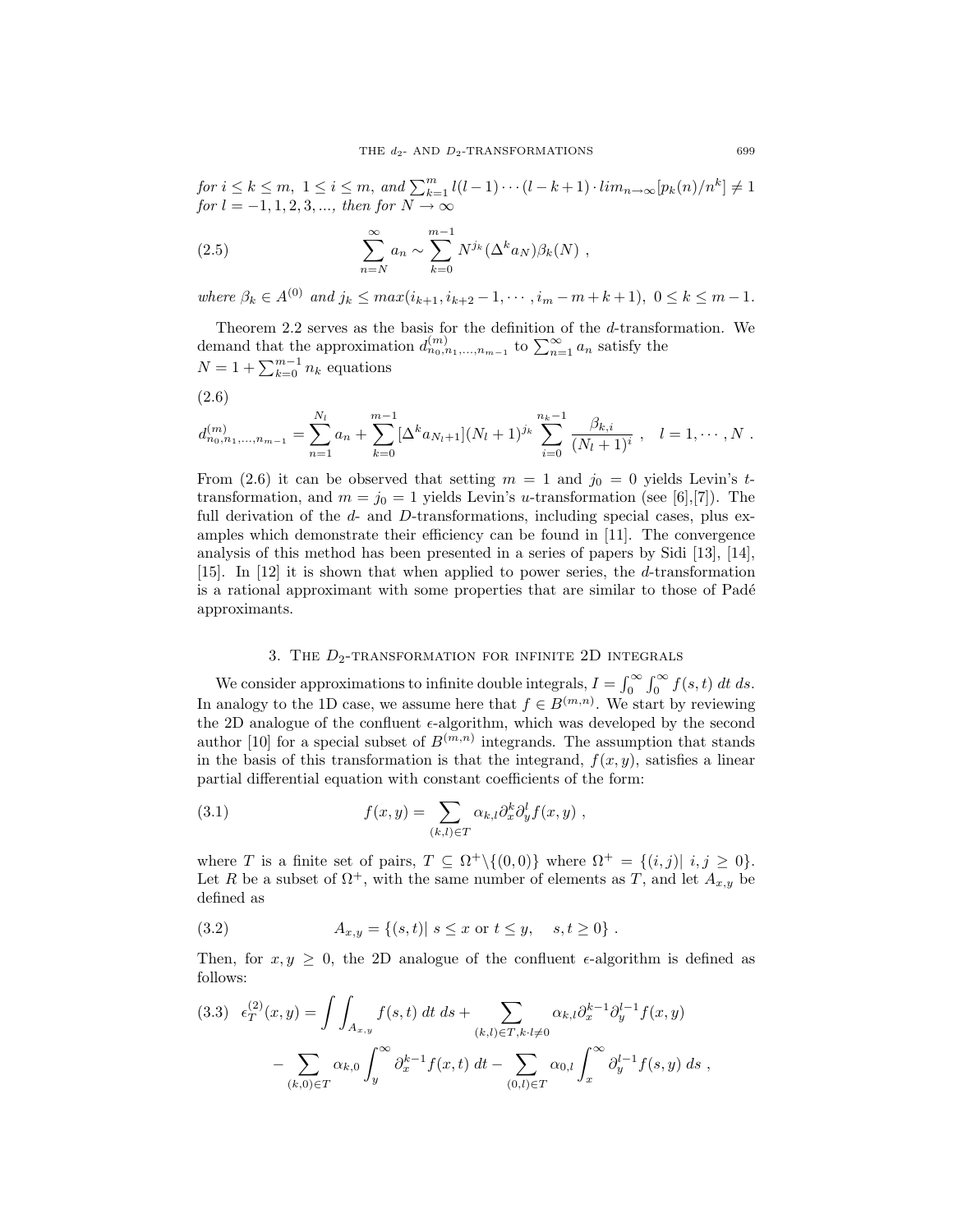*for $i \le k \le m$, $1 \le i \le m$, and $\sum_{k=1}^{m} l(l-1)\cdots(l-k+1)\cdot lim_{n\to\infty}[p_k(n)/n^k] \ne 1$ for $l = -1, 1, 2, 3, ...,$ then for $N \to \infty$*

$$\sum_{n=N}^{\infty} a_n \sim \sum_{k=0}^{m-1} N^{j_k} (\Delta^k a_N) \beta_k(N) \ , \tag{2.5}$$

*where $\beta_k \in A^{(0)}$ and $j_k \le max(i_{k+1}, i_{k+2} - 1, \cdots, i_m - m + k + 1)$, $0 \le k \le m-1$.*

Theorem 2.2 serves as the basis for the definition of the $d$-transformation. We demand that the approximation $d^{(m)}_{n_0,n_1,\ldots,n_{m-1}}$ to $\sum_{n=1}^{\infty} a_n$ satisfy the $N = 1 + \sum_{k=0}^{m-1} n_k$ equations

(2.6)

$$d^{(m)}_{n_0,n_1,\ldots,n_{m-1}} = \sum_{n=1}^{N_l} a_n + \sum_{k=0}^{m-1} [\Delta^k a_{N_l+1}](N_l+1)^{j_k} \sum_{i=0}^{n_k-1} \frac{\beta_{k,i}}{(N_l+1)^i} \ , \quad l = 1, \cdots, N \ .$$

From (2.6) it can be observed that setting $m = 1$ and $j_0 = 0$ yields Levin's $t$-transformation, and $m = j_0 = 1$ yields Levin's $u$-transformation (see [6],[7]). The full derivation of the $d$- and $D$-transformations, including special cases, plus examples which demonstrate their efficiency can be found in [11]. The convergence analysis of this method has been presented in a series of papers by Sidi [13], [14], [15]. In [12] it is shown that when applied to power series, the $d$-transformation is a rational approximant with some properties that are similar to those of Padé approximants.

## 3. The $D_2$-transformation for infinite 2D integrals

We consider approximations to infinite double integrals, $I = \int_0^\infty \int_0^\infty f(s,t)\, dt\, ds$. In analogy to the 1D case, we assume here that $f \in B^{(m,n)}$. We start by reviewing the 2D analogue of the confluent $\epsilon$-algorithm, which was developed by the second author [10] for a special subset of $B^{(m,n)}$ integrands. The assumption that stands in the basis of this transformation is that the integrand, $f(x,y)$, satisfies a linear partial differential equation with constant coefficients of the form:

$$f(x,y) = \sum_{(k,l)\in T} \alpha_{k,l} \partial_x^k \partial_y^l f(x,y) \ , \tag{3.1}$$

where $T$ is a finite set of pairs, $T \subseteq \Omega^+ \backslash \{(0,0)\}$ where $\Omega^+ = \{(i,j)|\ i,j \ge 0\}$. Let $R$ be a subset of $\Omega^+$, with the same number of elements as $T$, and let $A_{x,y}$ be defined as

$$A_{x,y} = \{(s,t)|\ s \le x \text{ or } t \le y, \quad s,t \ge 0\} \ . \tag{3.2}$$

Then, for $x, y \ge 0$, the 2D analogue of the confluent $\epsilon$-algorithm is defined as follows:

$$\begin{aligned} \epsilon_T^{(2)}(x,y) = \int\int_{A_{x,y}} f(s,t)\, dt\, ds + \sum_{(k,l)\in T, k\cdot l \ne 0} \alpha_{k,l} \partial_x^{k-1} \partial_y^{l-1} f(x,y) \\ - \sum_{(k,0)\in T} \alpha_{k,0} \int_y^\infty \partial_x^{k-1} f(x,t)\, dt - \sum_{(0,l)\in T} \alpha_{0,l} \int_x^\infty \partial_y^{l-1} f(s,y)\, ds \ , \end{aligned} \tag{3.3}$$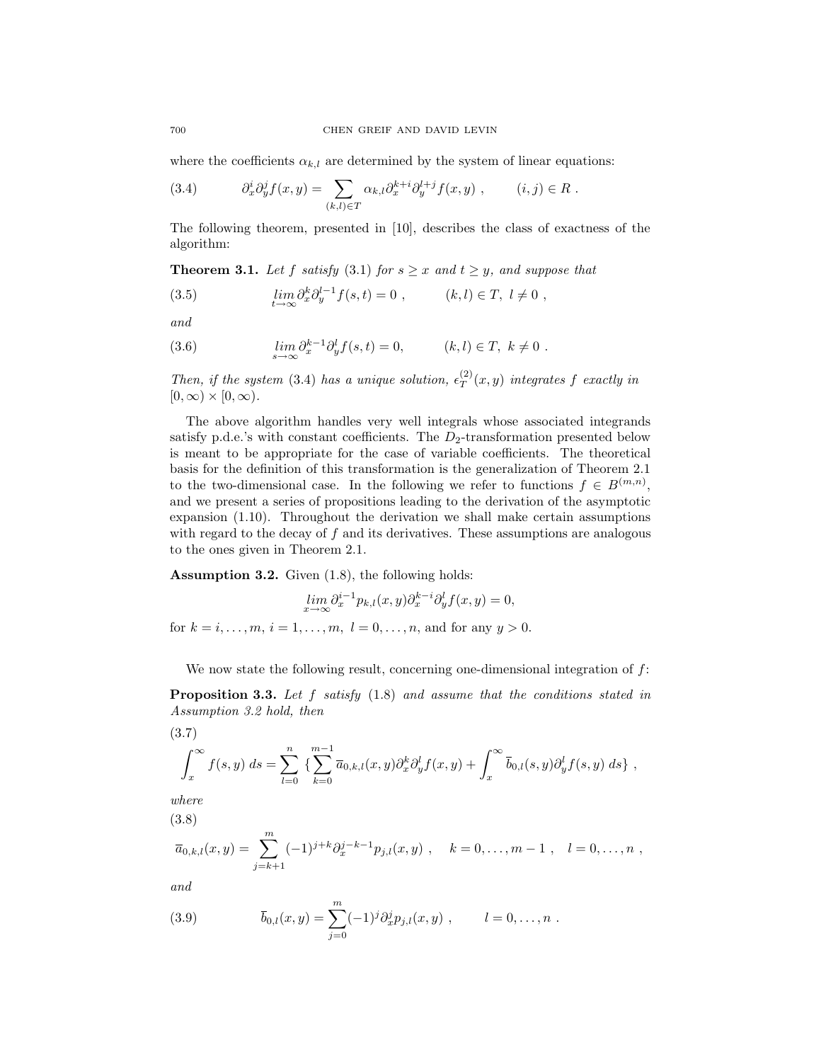where the coefficients $\alpha_{k,l}$ are determined by the system of linear equations:

$$\partial_x^i \partial_y^j f(x,y) = \sum_{(k,l)\in T} \alpha_{k,l} \partial_x^{k+i} \partial_y^{l+j} f(x,y) \ , \qquad (i,j) \in R \ . \tag{3.4}$$

The following theorem, presented in [10], describes the class of exactness of the algorithm:

**Theorem 3.1.** *Let $f$ satisfy* (3.1) *for $s \geq x$ and $t \geq y$, and suppose that*

$$\lim_{t\to\infty} \partial_x^k \partial_y^{l-1} f(s,t) = 0 \ , \qquad (k,l) \in T, \ l \neq 0 \ , \tag{3.5}$$

*and*

$$\lim_{s\to\infty} \partial_x^{k-1} \partial_y^{l} f(s,t) = 0, \qquad (k,l) \in T, \ k \neq 0 \ . \tag{3.6}$$

*Then, if the system* (3.4) *has a unique solution, $\epsilon_T^{(2)}(x,y)$ integrates $f$ exactly in $[0,\infty) \times [0,\infty)$.*

The above algorithm handles very well integrals whose associated integrands satisfy p.d.e.'s with constant coefficients. The $D_2$-transformation presented below is meant to be appropriate for the case of variable coefficients. The theoretical basis for the definition of this transformation is the generalization of Theorem 2.1 to the two-dimensional case. In the following we refer to functions $f \in B^{(m,n)}$, and we present a series of propositions leading to the derivation of the asymptotic expansion (1.10). Throughout the derivation we shall make certain assumptions with regard to the decay of $f$ and its derivatives. These assumptions are analogous to the ones given in Theorem 2.1.

**Assumption 3.2.** Given (1.8), the following holds:

$$\lim_{x\to\infty} \partial_x^{i-1} p_{k,l}(x,y) \partial_x^{k-i} \partial_y^l f(x,y) = 0,$$

for $k = i, \ldots, m$, $i = 1, \ldots, m$, $l = 0, \ldots, n$, and for any $y > 0$.

We now state the following result, concerning one-dimensional integration of $f$:

**Proposition 3.3.** *Let $f$ satisfy* (1.8) *and assume that the conditions stated in Assumption 3.2 hold, then*

$$\int_x^\infty f(s,y)\, ds = \sum_{l=0}^{n} \{ \sum_{k=0}^{m-1} \overline{a}_{0,k,l}(x,y) \partial_x^k \partial_y^l f(x,y) + \int_x^\infty \overline{b}_{0,l}(s,y) \partial_y^l f(s,y) \, ds \} \ , \tag{3.7}$$

*where*

$$\overline{a}_{0,k,l}(x,y) = \sum_{j=k+1}^{m} (-1)^{j+k} \partial_x^{j-k-1} p_{j,l}(x,y) \ , \quad k = 0, \ldots, m-1 \ , \quad l = 0, \ldots, n \ , \tag{3.8}$$

*and*

$$\overline{b}_{0,l}(x,y) = \sum_{j=0}^{m} (-1)^j \partial_x^j p_{j,l}(x,y) \ , \qquad l = 0, \ldots, n \ . \tag{3.9}$$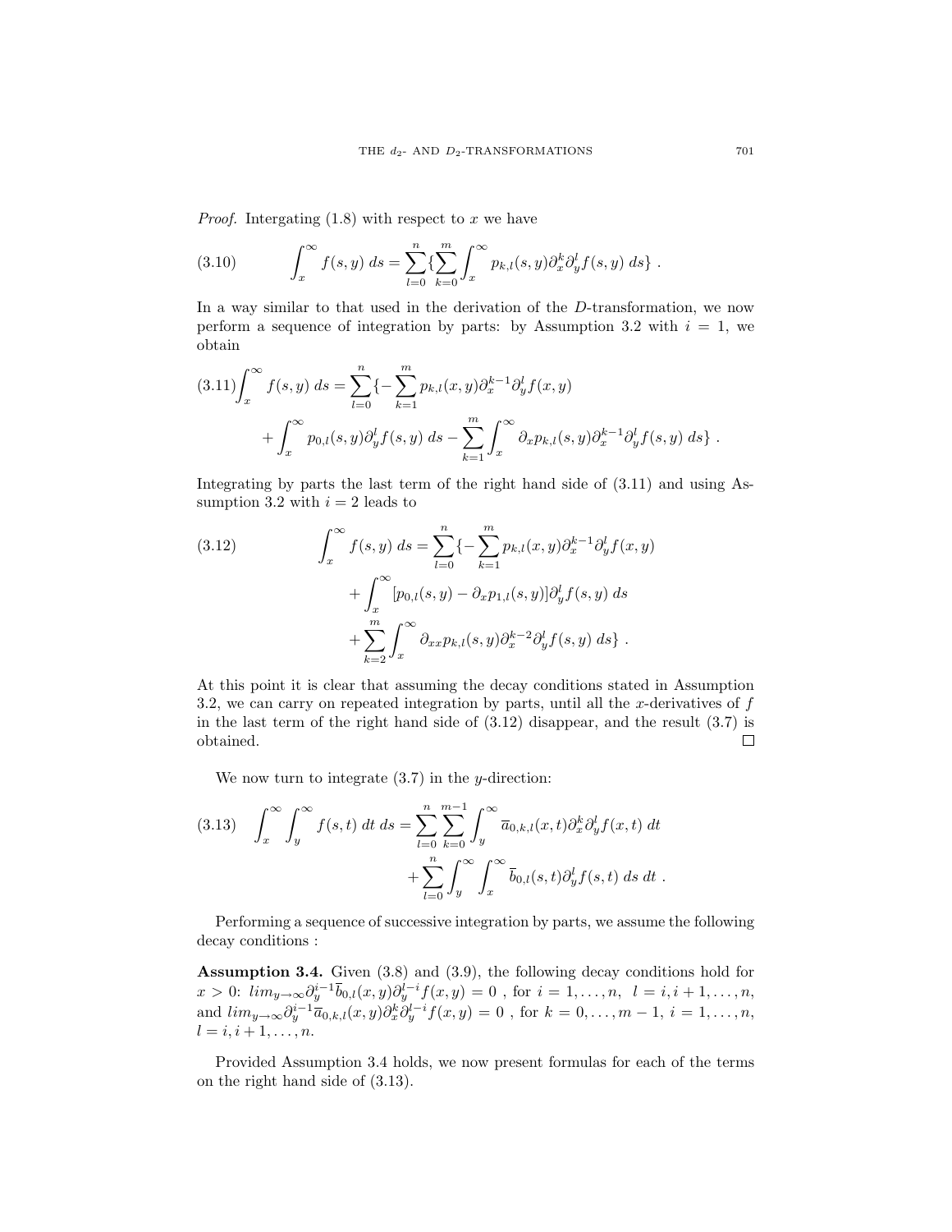*Proof.* Intergating (1.8) with respect to $x$ we have

$$\int_x^\infty f(s,y)\,ds = \sum_{l=0}^{n}\{\sum_{k=0}^{m}\int_x^\infty p_{k,l}(s,y)\partial_x^k\partial_y^l f(s,y)\,ds\}\ . \tag{3.10}$$

In a way similar to that used in the derivation of the $D$-transformation, we now perform a sequence of integration by parts: by Assumption 3.2 with $i = 1$, we obtain

$$\begin{aligned}\int_x^\infty f(s,y)\,ds = \sum_{l=0}^{n}\{&-\sum_{k=1}^{m}p_{k,l}(x,y)\partial_x^{k-1}\partial_y^l f(x,y)\\ &+\int_x^\infty p_{0,l}(s,y)\partial_y^l f(s,y)\,ds - \sum_{k=1}^{m}\int_x^\infty \partial_x p_{k,l}(s,y)\partial_x^{k-1}\partial_y^l f(s,y)\,ds\}\ .\end{aligned} \tag{3.11}$$

Integrating by parts the last term of the right hand side of (3.11) and using Assumption 3.2 with $i = 2$ leads to

$$\begin{aligned}\int_x^\infty f(s,y)\,ds = \sum_{l=0}^{n}\{&-\sum_{k=1}^{m}p_{k,l}(x,y)\partial_x^{k-1}\partial_y^l f(x,y)\\ &+\int_x^\infty [p_{0,l}(s,y)-\partial_x p_{1,l}(s,y)]\partial_y^l f(s,y)\,ds\\ &+\sum_{k=2}^{m}\int_x^\infty \partial_{xx}p_{k,l}(s,y)\partial_x^{k-2}\partial_y^l f(s,y)\,ds\}\ .\end{aligned} \tag{3.12}$$

At this point it is clear that assuming the decay conditions stated in Assumption 3.2, we can carry on repeated integration by parts, until all the $x$-derivatives of $f$ in the last term of the right hand side of (3.12) disappear, and the result (3.7) is obtained. □

We now turn to integrate (3.7) in the $y$-direction:

$$\begin{aligned}\int_x^\infty\int_y^\infty f(s,t)\,dt\,ds = &\sum_{l=0}^{n}\sum_{k=0}^{m-1}\int_y^\infty \overline{a}_{0,k,l}(x,t)\partial_x^k\partial_y^l f(x,t)\,dt\\ &+\sum_{l=0}^{n}\int_y^\infty\int_x^\infty \overline{b}_{0,l}(s,t)\partial_y^l f(s,t)\,ds\,dt\ .\end{aligned} \tag{3.13}$$

Performing a sequence of successive integration by parts, we assume the following decay conditions :

**Assumption 3.4.** Given (3.8) and (3.9), the following decay conditions hold for $x > 0$: $lim_{y\to\infty}\partial_y^{i-1}\overline{b}_{0,l}(x,y)\partial_y^{l-i}f(x,y) = 0$ , for $i = 1,\ldots,n,\ \ l = i,i+1,\ldots,n,$ and $lim_{y\to\infty}\partial_y^{i-1}\overline{a}_{0,k,l}(x,y)\partial_x^k\partial_y^{l-i}f(x,y) = 0$ , for $k = 0,\ldots,m-1,\ i = 1,\ldots,n,$ $l = i,i+1,\ldots,n.$

Provided Assumption 3.4 holds, we now present formulas for each of the terms on the right hand side of (3.13).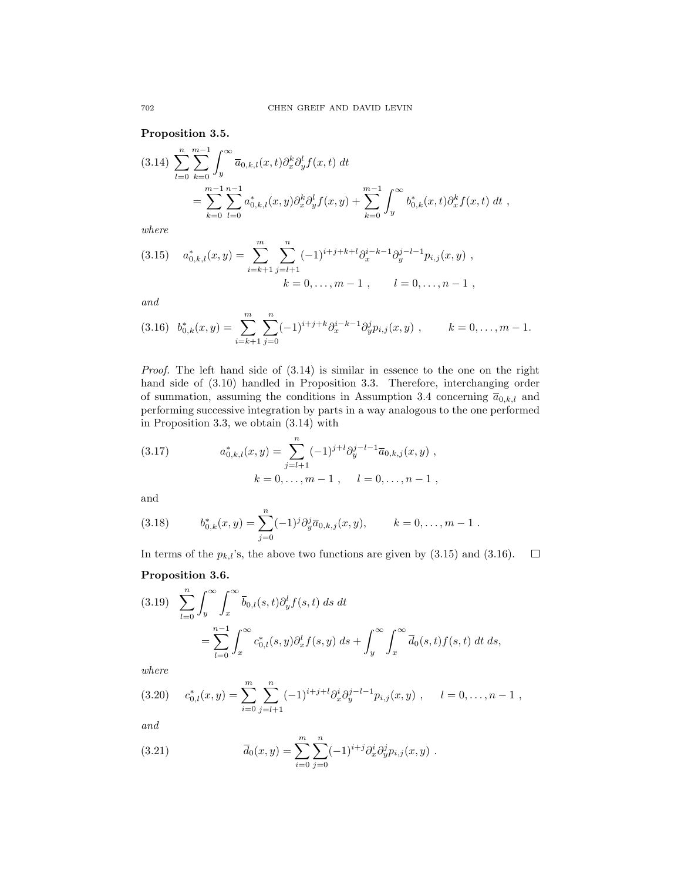**Proposition 3.5.**

$$
\begin{aligned}
(3.14)\quad \sum_{l=0}^{n}\sum_{k=0}^{m-1}\int_{y}^{\infty}\overline{a}_{0,k,l}(x,t)\partial_x^k\partial_y^l f(x,t)\ dt \\
= \sum_{k=0}^{m-1}\sum_{l=0}^{n-1} a^*_{0,k,l}(x,y)\partial_x^k\partial_y^l f(x,y) + \sum_{k=0}^{m-1}\int_{y}^{\infty} b^*_{0,k}(x,t)\partial_x^k f(x,t)\ dt\ ,
\end{aligned}
$$

*where*

$$
(3.15)\quad a^*_{0,k,l}(x,y) = \sum_{i=k+1}^{m}\sum_{j=l+1}^{n}(-1)^{i+j+k+l}\partial_x^{i-k-1}\partial_y^{j-l-1}p_{i,j}(x,y)\ , \qquad k=0,\ldots,m-1\ ,\qquad l=0,\ldots,n-1\ ,
$$

*and*

$$
(3.16)\quad b^*_{0,k}(x,y) = \sum_{i=k+1}^{m}\sum_{j=0}^{n}(-1)^{i+j+k}\partial_x^{i-k-1}\partial_y^{j}p_{i,j}(x,y)\ , \qquad k=0,\ldots,m-1.
$$

*Proof.* The left hand side of (3.14) is similar in essence to the one on the right hand side of (3.10) handled in Proposition 3.3. Therefore, interchanging order of summation, assuming the conditions in Assumption 3.4 concerning $\overline{a}_{0,k,l}$ and performing successive integration by parts in a way analogous to the one performed in Proposition 3.3, we obtain (3.14) with

$$
(3.17)\qquad a^*_{0,k,l}(x,y) = \sum_{j=l+1}^{n}(-1)^{j+l}\partial_y^{j-l-1}\overline{a}_{0,k,j}(x,y)\ , \qquad k=0,\ldots,m-1\ ,\quad l=0,\ldots,n-1\ ,
$$

and

$$
(3.18)\qquad b^*_{0,k}(x,y) = \sum_{j=0}^{n}(-1)^{j}\partial_y^{j}\overline{a}_{0,k,j}(x,y), \qquad k=0,\ldots,m-1\ .
$$

In terms of the $p_{k,l}$'s, the above two functions are given by (3.15) and (3.16). $\square$

**Proposition 3.6.**

$$
\begin{aligned}
(3.19)\quad \sum_{l=0}^{n}\int_{y}^{\infty}\int_{x}^{\infty}\overline{b}_{0,l}(s,t)\partial_y^l f(s,t)\ ds\ dt \\
= \sum_{l=0}^{n-1}\int_{x}^{\infty} c^*_{0,l}(s,y)\partial_x^l f(s,y)\ ds + \int_{y}^{\infty}\int_{x}^{\infty}\overline{d}_0(s,t)f(s,t)\ dt\ ds,
\end{aligned}
$$

*where*

$$
(3.20)\quad c^*_{0,l}(x,y) = \sum_{i=0}^{m}\sum_{j=l+1}^{n}(-1)^{i+j+l}\partial_x^{i}\partial_y^{j-l-1}p_{i,j}(x,y)\ ,\quad l=0,\ldots,n-1\ ,
$$

*and*

$$
(3.21)\qquad \overline{d}_0(x,y) = \sum_{i=0}^{m}\sum_{j=0}^{n}(-1)^{i+j}\partial_x^{i}\partial_y^{j}p_{i,j}(x,y)\ .
$$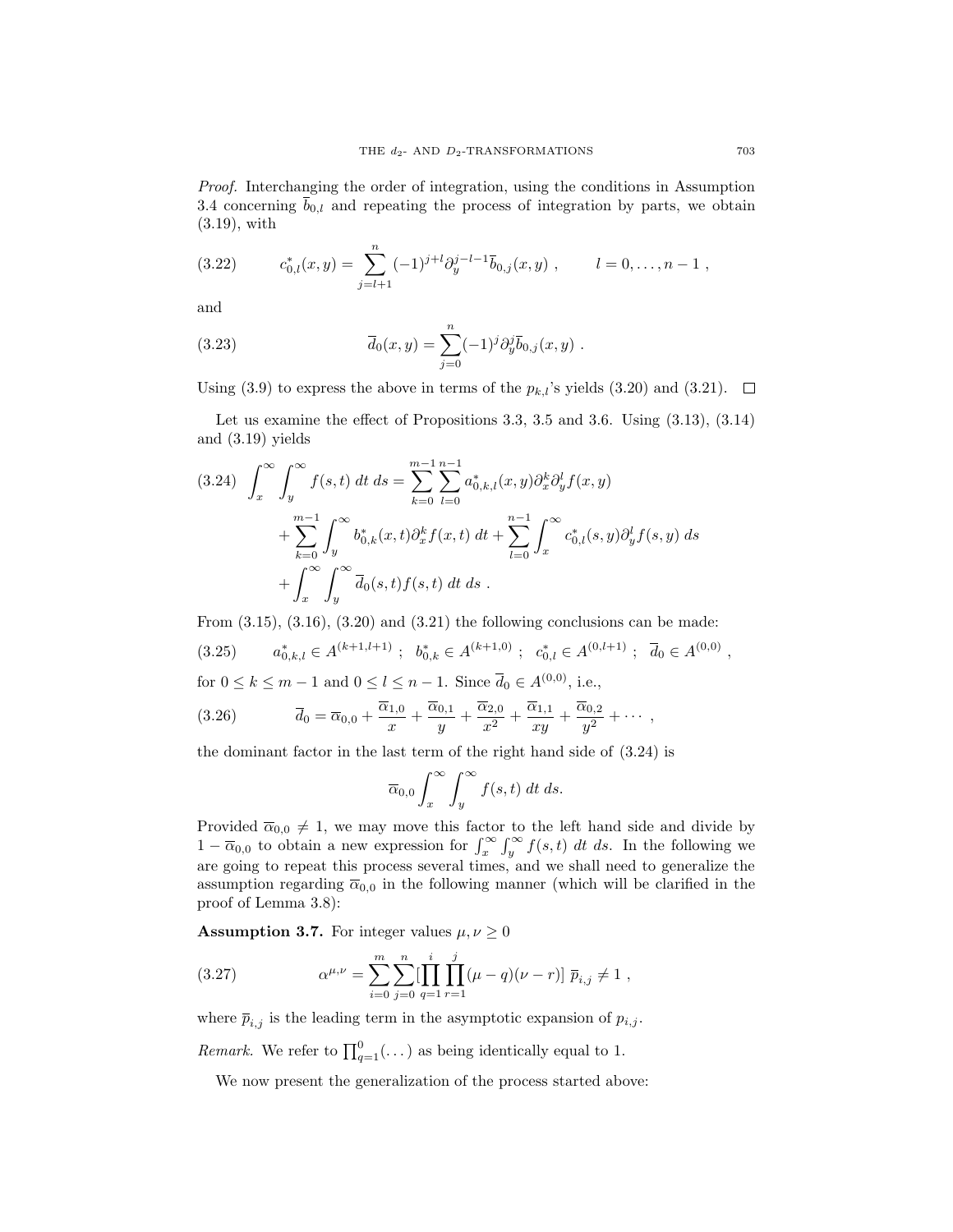*Proof.* Interchanging the order of integration, using the conditions in Assumption 3.4 concerning $\overline{b}_{0,l}$ and repeating the process of integration by parts, we obtain (3.19), with

$$c^*_{0,l}(x,y) = \sum_{j=l+1}^{n} (-1)^{j+l} \partial_y^{j-l-1} \overline{b}_{0,j}(x,y) \ , \qquad l = 0, \ldots, n-1 \ , \tag{3.22}$$

and

$$\overline{d}_0(x,y) = \sum_{j=0}^{n} (-1)^j \partial_y^j \overline{b}_{0,j}(x,y) \ . \tag{3.23}$$

Using (3.9) to express the above in terms of the $p_{k,l}$'s yields (3.20) and (3.21). $\square$

Let us examine the effect of Propositions 3.3, 3.5 and 3.6. Using (3.13), (3.14) and (3.19) yields

$$\begin{aligned}\int_x^\infty \int_y^\infty f(s,t)\ dt\ ds &= \sum_{k=0}^{m-1} \sum_{l=0}^{n-1} a^*_{0,k,l}(x,y) \partial_x^k \partial_y^l f(x,y) \\ &+ \sum_{k=0}^{m-1} \int_y^\infty b^*_{0,k}(x,t) \partial_x^k f(x,t)\ dt + \sum_{l=0}^{n-1} \int_x^\infty c^*_{0,l}(s,y) \partial_y^l f(s,y)\ ds \\ &+ \int_x^\infty \int_y^\infty \overline{d}_0(s,t) f(s,t)\ dt\ ds \ .\end{aligned} \tag{3.24}$$

From (3.15), (3.16), (3.20) and (3.21) the following conclusions can be made:

$$a^*_{0,k,l} \in A^{(k+1,l+1)} \ ; \ \ b^*_{0,k} \in A^{(k+1,0)} \ ; \ \ c^*_{0,l} \in A^{(0,l+1)} \ ; \ \ \overline{d}_0 \in A^{(0,0)} \ , \tag{3.25}$$

for $0 \le k \le m-1$ and $0 \le l \le n-1$. Since $\overline{d}_0 \in A^{(0,0)}$, i.e.,

$$\overline{d}_0 = \overline{\alpha}_{0,0} + \frac{\overline{\alpha}_{1,0}}{x} + \frac{\overline{\alpha}_{0,1}}{y} + \frac{\overline{\alpha}_{2,0}}{x^2} + \frac{\overline{\alpha}_{1,1}}{xy} + \frac{\overline{\alpha}_{0,2}}{y^2} + \cdots \ , \tag{3.26}$$

the dominant factor in the last term of the right hand side of (3.24) is

$$\overline{\alpha}_{0,0} \int_x^\infty \int_y^\infty f(s,t)\ dt\ ds.$$

Provided $\overline{\alpha}_{0,0} \neq 1$, we may move this factor to the left hand side and divide by $1 - \overline{\alpha}_{0,0}$ to obtain a new expression for $\int_x^\infty \int_y^\infty f(s,t)\ dt\ ds$. In the following we are going to repeat this process several times, and we shall need to generalize the assumption regarding $\overline{\alpha}_{0,0}$ in the following manner (which will be clarified in the proof of Lemma 3.8):

**Assumption 3.7.** For integer values $\mu, \nu \ge 0$

$$\alpha^{\mu,\nu} = \sum_{i=0}^{m} \sum_{j=0}^{n} [\prod_{q=1}^{i} \prod_{r=1}^{j} (\mu - q)(\nu - r)] \ \overline{p}_{i,j} \neq 1 \ , \tag{3.27}$$

where $\overline{p}_{i,j}$ is the leading term in the asymptotic expansion of $p_{i,j}$.

*Remark.* We refer to $\prod_{q=1}^{0}(\ldots)$ as being identically equal to 1.

We now present the generalization of the process started above: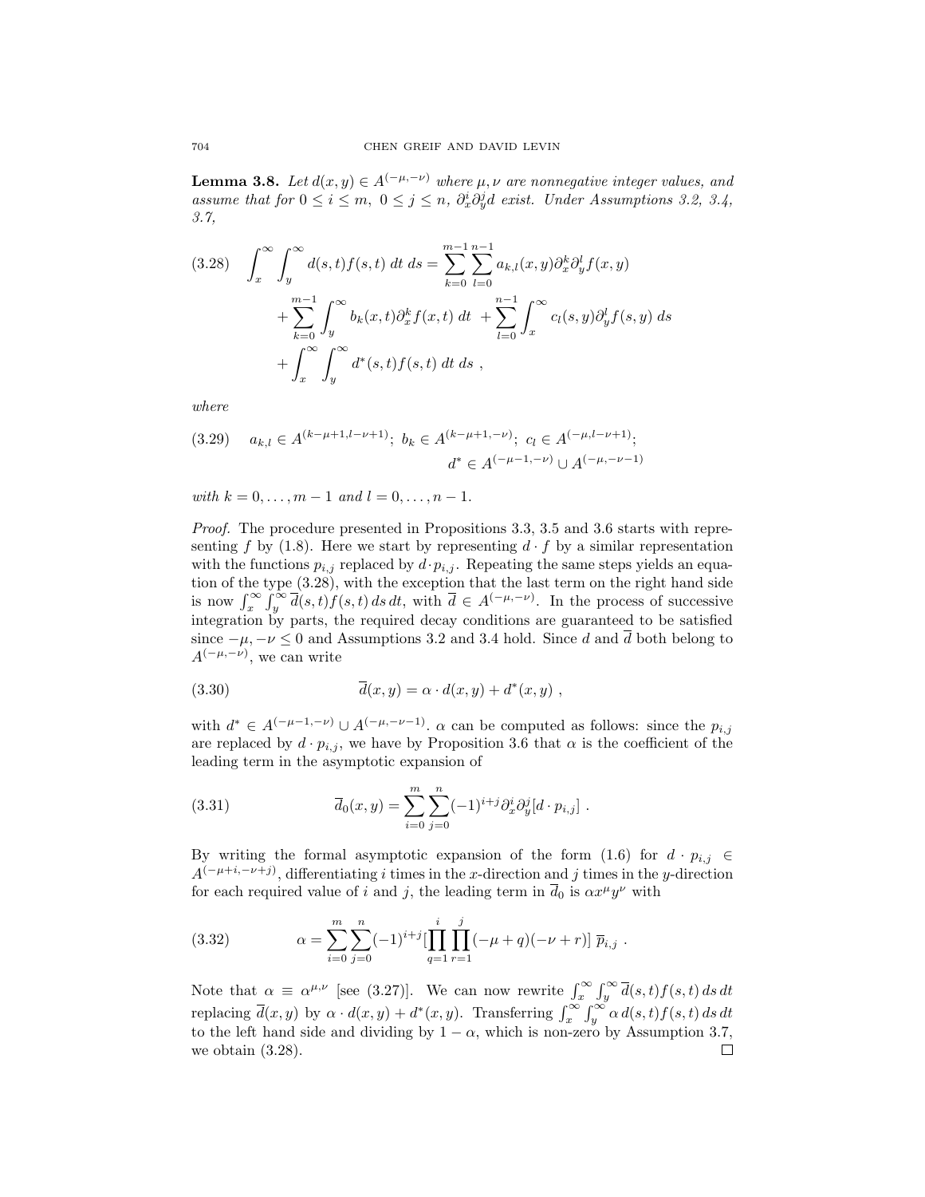**Lemma 3.8.** *Let $d(x,y) \in A^{(-\mu,-\nu)}$ where $\mu, \nu$ are nonnegative integer values, and assume that for $0 \le i \le m,\ 0 \le j \le n,\ \partial_x^i \partial_y^j d$ exist. Under Assumptions 3.2, 3.4, 3.7,*

$$
\begin{aligned}
(3.28) \quad \int_x^\infty \int_y^\infty d(s,t) f(s,t)\, dt\, ds &= \sum_{k=0}^{m-1} \sum_{l=0}^{n-1} a_{k,l}(x,y) \partial_x^k \partial_y^l f(x,y) \\
&\quad + \sum_{k=0}^{m-1} \int_y^\infty b_k(x,t) \partial_x^k f(x,t)\, dt \ + \sum_{l=0}^{n-1} \int_x^\infty c_l(s,y) \partial_y^l f(s,y)\, ds \\
&\quad + \int_x^\infty \int_y^\infty d^*(s,t) f(s,t)\, dt\, ds \ ,
\end{aligned}
$$

*where*

$$
(3.29) \quad a_{k,l} \in A^{(k-\mu+1, l-\nu+1)};\ b_k \in A^{(k-\mu+1,-\nu)};\ c_l \in A^{(-\mu, l-\nu+1)};\ d^* \in A^{(-\mu-1,-\nu)} \cup A^{(-\mu,-\nu-1)}
$$

*with $k = 0, \ldots, m-1$ and $l = 0, \ldots, n-1$.*

*Proof.* The procedure presented in Propositions 3.3, 3.5 and 3.6 starts with representing $f$ by (1.8). Here we start by representing $d \cdot f$ by a similar representation with the functions $p_{i,j}$ replaced by $d \cdot p_{i,j}$. Repeating the same steps yields an equation of the type (3.28), with the exception that the last term on the right hand side is now $\int_x^\infty \int_y^\infty \overline{d}(s,t) f(s,t)\, ds\, dt$, with $\overline{d} \in A^{(-\mu,-\nu)}$. In the process of successive integration by parts, the required decay conditions are guaranteed to be satisfied since $-\mu, -\nu \le 0$ and Assumptions 3.2 and 3.4 hold. Since $d$ and $\overline{d}$ both belong to $A^{(-\mu,-\nu)}$, we can write

$$
(3.30) \qquad \overline{d}(x,y) = \alpha \cdot d(x,y) + d^*(x,y) \ ,
$$

with $d^* \in A^{(-\mu-1,-\nu)} \cup A^{(-\mu,-\nu-1)}$. $\alpha$ can be computed as follows: since the $p_{i,j}$ are replaced by $d \cdot p_{i,j}$, we have by Proposition 3.6 that $\alpha$ is the coefficient of the leading term in the asymptotic expansion of

$$
(3.31) \qquad \overline{d}_0(x,y) = \sum_{i=0}^{m} \sum_{j=0}^{n} (-1)^{i+j} \partial_x^i \partial_y^j [d \cdot p_{i,j}] \ .
$$

By writing the formal asymptotic expansion of the form (1.6) for $d \cdot p_{i,j} \in A^{(-\mu+i,-\nu+j)}$, differentiating $i$ times in the $x$-direction and $j$ times in the $y$-direction for each required value of $i$ and $j$, the leading term in $\overline{d}_0$ is $\alpha x^\mu y^\nu$ with

$$
(3.32) \qquad \alpha = \sum_{i=0}^{m} \sum_{j=0}^{n} (-1)^{i+j} [\prod_{q=1}^{i} \prod_{r=1}^{j} (-\mu+q)(-\nu+r)]\ \overline{p}_{i,j} \ .
$$

Note that $\alpha \equiv \alpha^{\mu,\nu}$ [see (3.27)]. We can now rewrite $\int_x^\infty \int_y^\infty \overline{d}(s,t) f(s,t)\, ds\, dt$ replacing $\overline{d}(x,y)$ by $\alpha \cdot d(x,y) + d^*(x,y)$. Transferring $\int_x^\infty \int_y^\infty \alpha\, d(s,t) f(s,t)\, ds\, dt$ to the left hand side and dividing by $1 - \alpha$, which is non-zero by Assumption 3.7, we obtain (3.28). $\square$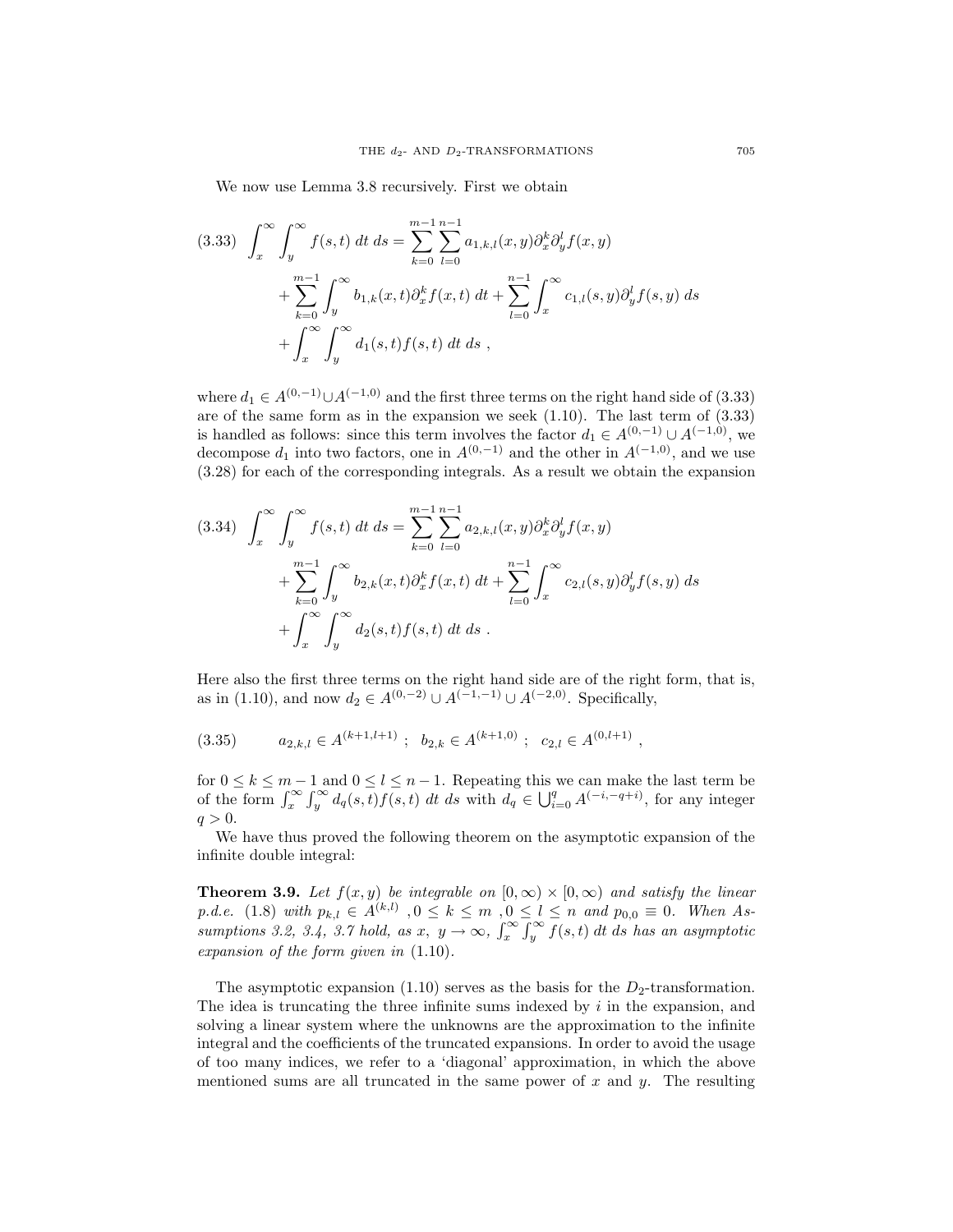We now use Lemma 3.8 recursively. First we obtain

$$
\begin{aligned}
(3.33)\quad \int_x^\infty \int_y^\infty f(s,t)\ dt\ ds = & \sum_{k=0}^{m-1}\sum_{l=0}^{n-1} a_{1,k,l}(x,y)\partial_x^k \partial_y^l f(x,y) \\
& + \sum_{k=0}^{m-1}\int_y^\infty b_{1,k}(x,t)\partial_x^k f(x,t)\ dt + \sum_{l=0}^{n-1}\int_x^\infty c_{1,l}(s,y)\partial_y^l f(s,y)\ ds \\
& + \int_x^\infty \int_y^\infty d_1(s,t) f(s,t)\ dt\ ds\ ,
\end{aligned}
$$

where $d_1 \in A^{(0,-1)} \cup A^{(-1,0)}$ and the first three terms on the right hand side of (3.33) are of the same form as in the expansion we seek (1.10). The last term of (3.33) is handled as follows: since this term involves the factor $d_1 \in A^{(0,-1)} \cup A^{(-1,0)}$, we decompose $d_1$ into two factors, one in $A^{(0,-1)}$ and the other in $A^{(-1,0)}$, and we use (3.28) for each of the corresponding integrals. As a result we obtain the expansion

$$
\begin{aligned}
(3.34)\quad \int_x^\infty \int_y^\infty f(s,t)\ dt\ ds = & \sum_{k=0}^{m-1}\sum_{l=0}^{n-1} a_{2,k,l}(x,y)\partial_x^k \partial_y^l f(x,y) \\
& + \sum_{k=0}^{m-1}\int_y^\infty b_{2,k}(x,t)\partial_x^k f(x,t)\ dt + \sum_{l=0}^{n-1}\int_x^\infty c_{2,l}(s,y)\partial_y^l f(s,y)\ ds \\
& + \int_x^\infty \int_y^\infty d_2(s,t) f(s,t)\ dt\ ds\ .
\end{aligned}
$$

Here also the first three terms on the right hand side are of the right form, that is, as in (1.10), and now $d_2 \in A^{(0,-2)} \cup A^{(-1,-1)} \cup A^{(-2,0)}$. Specifically,

$$
(3.35)\qquad a_{2,k,l} \in A^{(k+1,l+1)}\ ;\ \ b_{2,k} \in A^{(k+1,0)}\ ;\ \ c_{2,l} \in A^{(0,l+1)}\ ,
$$

for $0 \le k \le m-1$ and $0 \le l \le n-1$. Repeating this we can make the last term be of the form $\int_x^\infty \int_y^\infty d_q(s,t) f(s,t)\ dt\ ds$ with $d_q \in \bigcup_{i=0}^q A^{(-i,-q+i)}$, for any integer $q > 0$.

We have thus proved the following theorem on the asymptotic expansion of the infinite double integral:

**Theorem 3.9.** *Let $f(x,y)$ be integrable on $[0,\infty) \times [0,\infty)$ and satisfy the linear p.d.e.* (1.8) *with $p_{k,l} \in A^{(k,l)}$ ,$0 \le k \le m$ ,$0 \le l \le n$ and $p_{0,0} \equiv 0$. When Assumptions 3.2, 3.4, 3.7 hold, as $x,\ y \to \infty$, $\int_x^\infty \int_y^\infty f(s,t)\ dt\ ds$ has an asymptotic expansion of the form given in* (1.10).

The asymptotic expansion (1.10) serves as the basis for the $D_2$-transformation. The idea is truncating the three infinite sums indexed by $i$ in the expansion, and solving a linear system where the unknowns are the approximation to the infinite integral and the coefficients of the truncated expansions. In order to avoid the usage of too many indices, we refer to a 'diagonal' approximation, in which the above mentioned sums are all truncated in the same power of $x$ and $y$. The resulting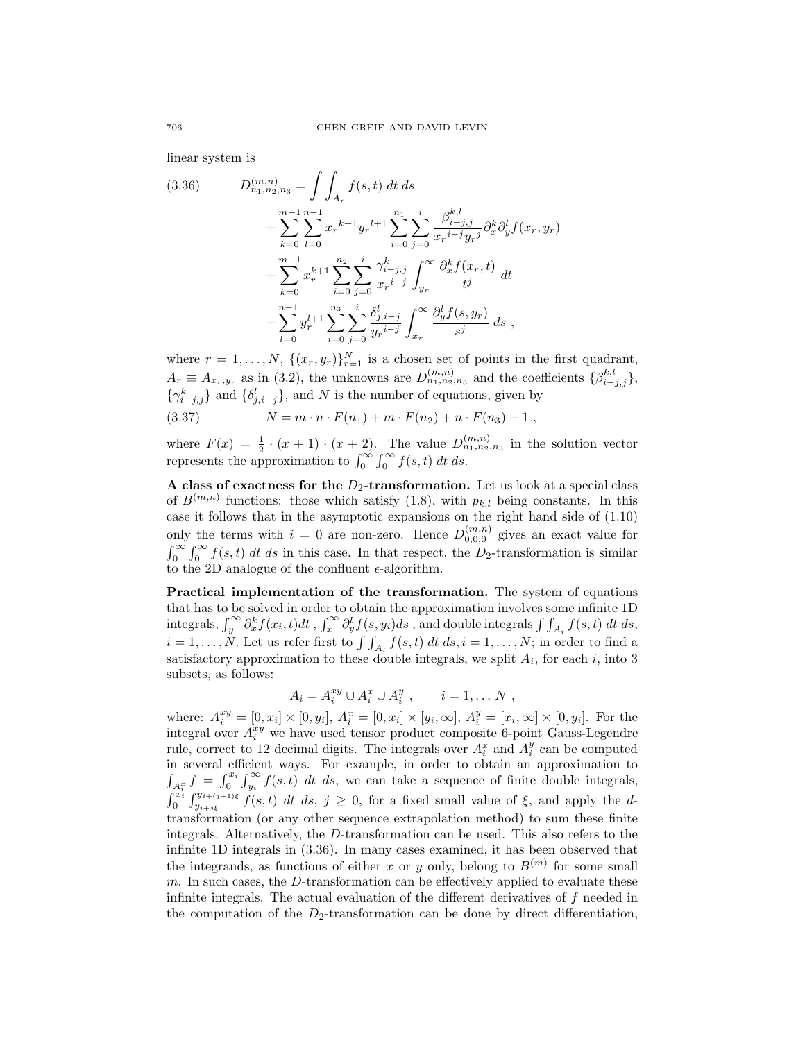linear system is

$$
\begin{aligned}
(3.36) \qquad D^{(m,n)}_{n_1,n_2,n_3} = & \int\int_{A_r} f(s,t)\ dt\ ds \\
& + \sum_{k=0}^{m-1}\sum_{l=0}^{n-1} {x_r}^{k+1}{y_r}^{l+1}\sum_{i=0}^{n_1}\sum_{j=0}^{i} \frac{\beta^{k,l}_{i-j,j}}{{x_r}^{i-j}{y_r}^{j}}\partial^k_x\partial^l_y f(x_r,y_r) \\
& + \sum_{k=0}^{m-1} x_r^{k+1}\sum_{i=0}^{n_2}\sum_{j=0}^{i}\frac{\gamma^k_{i-j,j}}{{x_r}^{i-j}}\int_{y_r}^{\infty}\frac{\partial^k_x f(x_r,t)}{t^j}\ dt \\
& + \sum_{l=0}^{n-1} y_r^{l+1}\sum_{i=0}^{n_3}\sum_{j=0}^{i}\frac{\delta^l_{j,i-j}}{{y_r}^{i-j}}\int_{x_r}^{\infty}\frac{\partial^l_y f(s,y_r)}{s^j}\ ds\ ,
\end{aligned}
$$

where $r = 1, \ldots, N$, $\{(x_r, y_r)\}_{r=1}^N$ is a chosen set of points in the first quadrant, $A_r \equiv A_{x_r,y_r}$ as in (3.2), the unknowns are $D^{(m,n)}_{n_1,n_2,n_3}$ and the coefficients $\{\beta^{k,l}_{i-j,j}\}$, $\{\gamma^k_{i-j,j}\}$ and $\{\delta^l_{j,i-j}\}$, and $N$ is the number of equations, given by

$$
(3.37) \qquad N = m\cdot n\cdot F(n_1) + m\cdot F(n_2) + n\cdot F(n_3) + 1\ ,
$$

where $F(x) = \frac{1}{2}\cdot(x+1)\cdot(x+2)$. The value $D^{(m,n)}_{n_1,n_2,n_3}$ in the solution vector represents the approximation to $\int_0^\infty\int_0^\infty f(s,t)\ dt\ ds$.

**A class of exactness for the $D_2$-transformation.** Let us look at a special class of $B^{(m,n)}$ functions: those which satisfy (1.8), with $p_{k,l}$ being constants. In this case it follows that in the asymptotic expansions on the right hand side of (1.10) only the terms with $i = 0$ are non-zero. Hence $D^{(m,n)}_{0,0,0}$ gives an exact value for $\int_0^\infty\int_0^\infty f(s,t)\ dt\ ds$ in this case. In that respect, the $D_2$-transformation is similar to the 2D analogue of the confluent $\epsilon$-algorithm.

**Practical implementation of the transformation.** The system of equations that has to be solved in order to obtain the approximation involves some infinite 1D integrals, $\int_y^\infty \partial^k_x f(x_i,t)dt$ , $\int_x^\infty \partial^l_y f(s,y_i)ds$ , and double integrals $\int\int_{A_i} f(s,t)\ dt\ ds$, $i = 1,\ldots,N$. Let us refer first to $\int\int_{A_i} f(s,t)\ dt\ ds, i = 1,\ldots,N$; in order to find a satisfactory approximation to these double integrals, we split $A_i$, for each $i$, into 3 subsets, as follows:

$$
A_i = A_i^{xy} \cup A_i^x \cup A_i^y\ , \qquad i = 1,\ldots N\ ,
$$

where: $A_i^{xy} = [0,x_i]\times[0,y_i]$, $A_i^x = [0,x_i]\times[y_i,\infty]$, $A_i^y = [x_i,\infty]\times[0,y_i]$. For the integral over $A_i^{xy}$ we have used tensor product composite 6-point Gauss-Legendre rule, correct to 12 decimal digits. The integrals over $A_i^x$ and $A_i^y$ can be computed in several efficient ways. For example, in order to obtain an approximation to $\int_{A_i^x} f = \int_0^{x_i}\int_{y_i}^\infty f(s,t)\ dt\ ds$, we can take a sequence of finite double integrals, $\int_0^{x_i}\int_{y_{i+j\xi}}^{y_{i+(j+1)\xi}} f(s,t)\ dt\ ds$, $j \geq 0$, for a fixed small value of $\xi$, and apply the $d$-transformation (or any other sequence extrapolation method) to sum these finite integrals. Alternatively, the $D$-transformation can be used. This also refers to the infinite 1D integrals in (3.36). In many cases examined, it has been observed that the integrands, as functions of either $x$ or $y$ only, belong to $B^{(\overline{m})}$ for some small $\overline{m}$. In such cases, the $D$-transformation can be effectively applied to evaluate these infinite integrals. The actual evaluation of the different derivatives of $f$ needed in the computation of the $D_2$-transformation can be done by direct differentiation,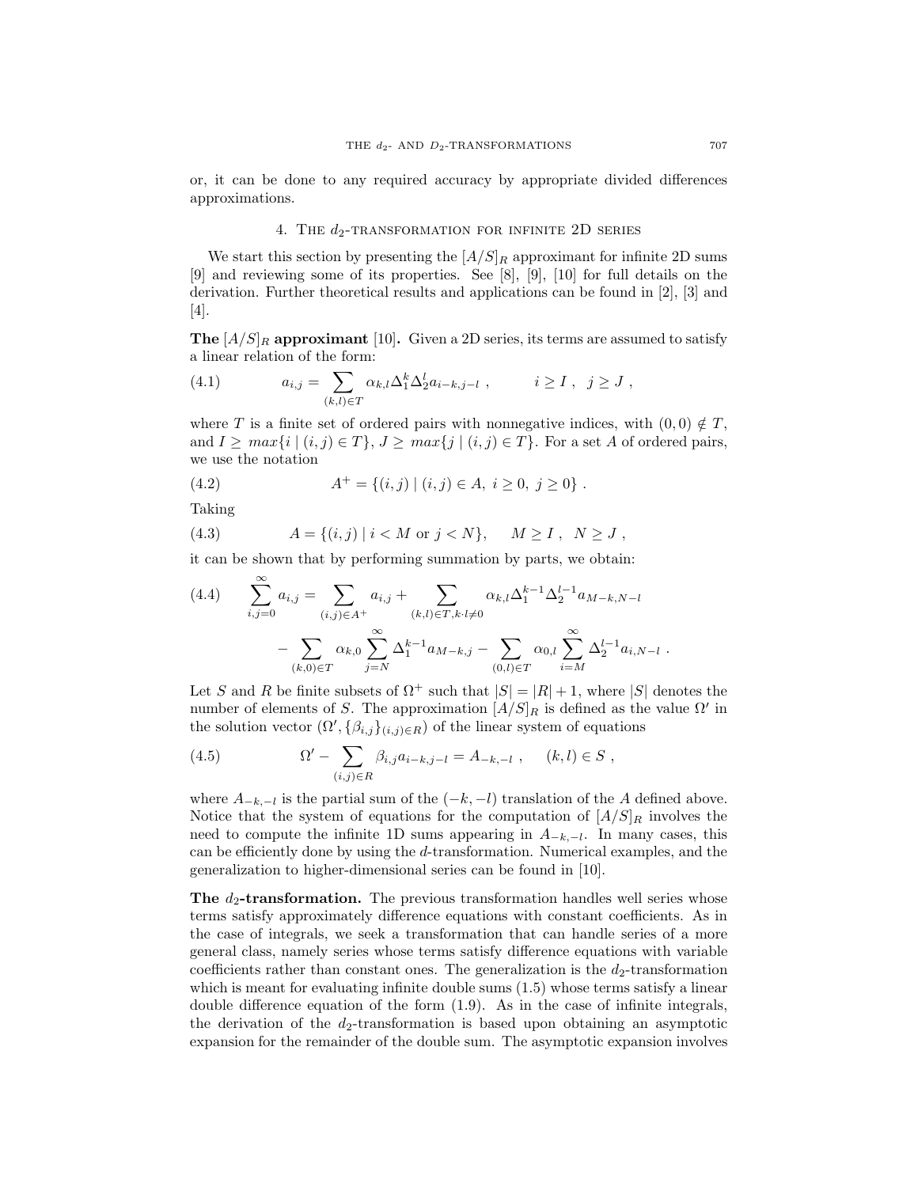or, it can be done to any required accuracy by appropriate divided differences approximations.

## 4. The $d_2$-transformation for infinite 2D series

We start this section by presenting the $[A/S]_R$ approximant for infinite 2D sums [9] and reviewing some of its properties. See [8], [9], [10] for full details on the derivation. Further theoretical results and applications can be found in [2], [3] and [4].

**The $[A/S]_R$ approximant** [10]**.** Given a 2D series, its terms are assumed to satisfy a linear relation of the form:

$$a_{i,j} = \sum_{(k,l)\in T} \alpha_{k,l}\Delta_1^k \Delta_2^l a_{i-k,j-l} \ , \qquad i \geq I \ , \ \ j \geq J \ , \tag{4.1}$$

where $T$ is a finite set of ordered pairs with nonnegative indices, with $(0,0) \notin T$, and $I \geq max\{i \mid (i,j) \in T\}$, $J \geq max\{j \mid (i,j) \in T\}$. For a set $A$ of ordered pairs, we use the notation

$$A^+ = \{(i,j) \mid (i,j) \in A, \ i \geq 0, \ j \geq 0\} \ . \tag{4.2}$$

Taking

$$A = \{(i,j) \mid i < M \text{ or } j < N\}, \qquad M \geq I \ , \ \ N \geq J \ , \tag{4.3}$$

it can be shown that by performing summation by parts, we obtain:

$$\sum_{i,j=0}^{\infty} a_{i,j} = \sum_{(i,j)\in A^+} a_{i,j} + \sum_{(k,l)\in T, k\cdot l \neq 0} \alpha_{k,l}\Delta_1^{k-1}\Delta_2^{l-1} a_{M-k,N-l}$$
$$- \sum_{(k,0)\in T} \alpha_{k,0} \sum_{j=N}^{\infty} \Delta_1^{k-1} a_{M-k,j} - \sum_{(0,l)\in T} \alpha_{0,l} \sum_{i=M}^{\infty} \Delta_2^{l-1} a_{i,N-l} \ . \tag{4.4}$$

Let $S$ and $R$ be finite subsets of $\Omega^+$ such that $|S| = |R| + 1$, where $|S|$ denotes the number of elements of $S$. The approximation $[A/S]_R$ is defined as the value $\Omega'$ in the solution vector $(\Omega', \{\beta_{i,j}\}_{(i,j)\in R})$ of the linear system of equations

$$\Omega' - \sum_{(i,j)\in R} \beta_{i,j} a_{i-k,j-l} = A_{-k,-l} \ , \qquad (k,l) \in S \ , \tag{4.5}$$

where $A_{-k,-l}$ is the partial sum of the $(-k,-l)$ translation of the $A$ defined above. Notice that the system of equations for the computation of $[A/S]_R$ involves the need to compute the infinite 1D sums appearing in $A_{-k,-l}$. In many cases, this can be efficiently done by using the $d$-transformation. Numerical examples, and the generalization to higher-dimensional series can be found in [10].

**The $d_2$-transformation.** The previous transformation handles well series whose terms satisfy approximately difference equations with constant coefficients. As in the case of integrals, we seek a transformation that can handle series of a more general class, namely series whose terms satisfy difference equations with variable coefficients rather than constant ones. The generalization is the $d_2$-transformation which is meant for evaluating infinite double sums (1.5) whose terms satisfy a linear double difference equation of the form (1.9). As in the case of infinite integrals, the derivation of the $d_2$-transformation is based upon obtaining an asymptotic expansion for the remainder of the double sum. The asymptotic expansion involves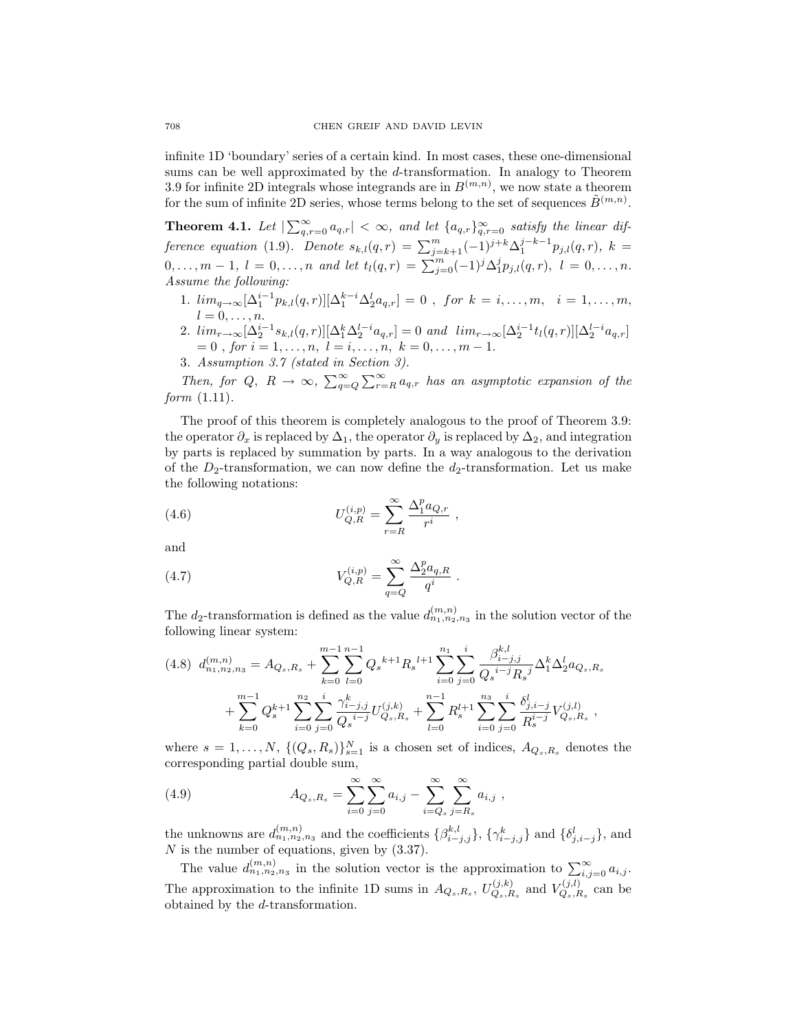infinite 1D 'boundary' series of a certain kind. In most cases, these one-dimensional sums can be well approximated by the $d$-transformation. In analogy to Theorem 3.9 for infinite 2D integrals whose integrands are in $B^{(m,n)}$, we now state a theorem for the sum of infinite 2D series, whose terms belong to the set of sequences $\tilde{B}^{(m,n)}$.

**Theorem 4.1.** *Let* $|\sum_{q,r=0}^{\infty} a_{q,r}| < \infty$, *and let* $\{a_{q,r}\}_{q,r=0}^{\infty}$ *satisfy the linear difference equation* (1.9). *Denote* $s_{k,l}(q,r) = \sum_{j=k+1}^{m} (-1)^{j+k} \Delta_1^{j-k-1} p_{j,l}(q,r),\ k = 0,\dots,m-1,\ l = 0,\dots,n$ *and let* $t_l(q,r) = \sum_{j=0}^{m} (-1)^j \Delta_1^j p_{j,l}(q,r),\ l = 0,\dots,n.$ *Assume the following:*

1. $lim_{q\to\infty} [\Delta_1^{i-1} p_{k,l}(q,r)][\Delta_1^{k-i} \Delta_2^l a_{q,r}] = 0$ , *for* $k = i,\dots,m,\quad i = 1,\dots,m,$ $l = 0,\dots,n.$
2. $lim_{r\to\infty} [\Delta_2^{i-1} s_{k,l}(q,r)][\Delta_1^k \Delta_2^{l-i} a_{q,r}] = 0$ *and* $lim_{r\to\infty} [\Delta_2^{i-1} t_l(q,r)][\Delta_2^{l-i} a_{q,r}] = 0$ , *for* $i = 1,\dots,n,\ l = i,\dots,n,\ k = 0,\dots,m-1.$
3. *Assumption 3.7 (stated in Section 3).*

*Then, for* $Q,\ R \to \infty$, $\sum_{q=Q}^{\infty} \sum_{r=R}^{\infty} a_{q,r}$ *has an asymptotic expansion of the form* (1.11).

The proof of this theorem is completely analogous to the proof of Theorem 3.9: the operator $\partial_x$ is replaced by $\Delta_1$, the operator $\partial_y$ is replaced by $\Delta_2$, and integration by parts is replaced by summation by parts. In a way analogous to the derivation of the $D_2$-transformation, we can now define the $d_2$-transformation. Let us make the following notations:

$$U_{Q,R}^{(i,p)} = \sum_{r=R}^{\infty} \frac{\Delta_1^p a_{Q,r}}{r^i} \ , \tag{4.6}$$

and

$$V_{Q,R}^{(i,p)} = \sum_{q=Q}^{\infty} \frac{\Delta_2^p a_{q,R}}{q^i} \ . \tag{4.7}$$

The $d_2$-transformation is defined as the value $d_{n_1,n_2,n_3}^{(m,n)}$ in the solution vector of the following linear system:

$$\begin{aligned} d_{n_1,n_2,n_3}^{(m,n)} = A_{Q_s,R_s} &+ \sum_{k=0}^{m-1} \sum_{l=0}^{n-1} {Q_s}^{k+1} {R_s}^{l+1} \sum_{i=0}^{n_1} \sum_{j=0}^{i} \frac{\beta_{i-j,j}^{k,l}}{{Q_s}^{i-j} {R_s}^{j}} \Delta_1^k \Delta_2^l a_{Q_s,R_s} \\ &+ \sum_{k=0}^{m-1} Q_s^{k+1} \sum_{i=0}^{n_2} \sum_{j=0}^{i} \frac{\gamma_{i-j,j}^{k}}{{Q_s}^{i-j}} U_{Q_s,R_s}^{(j,k)} + \sum_{l=0}^{n-1} R_s^{l+1} \sum_{i=0}^{n_3} \sum_{j=0}^{i} \frac{\delta_{j,i-j}^{l}}{R_s^{i-j}} V_{Q_s,R_s}^{(j,l)} \ , \end{aligned} \tag{4.8}$$

where $s = 1,\dots,N$, $\{(Q_s,R_s)\}_{s=1}^{N}$ is a chosen set of indices, $A_{Q_s,R_s}$ denotes the corresponding partial double sum,

$$A_{Q_s,R_s} = \sum_{i=0}^{\infty} \sum_{j=0}^{\infty} a_{i,j} - \sum_{i=Q_s}^{\infty} \sum_{j=R_s}^{\infty} a_{i,j} \ , \tag{4.9}$$

the unknowns are $d_{n_1,n_2,n_3}^{(m,n)}$ and the coefficients $\{\beta_{i-j,j}^{k,l}\}$, $\{\gamma_{i-j,j}^{k}\}$ and $\{\delta_{j,i-j}^{l}\}$, and $N$ is the number of equations, given by (3.37).

The value $d_{n_1,n_2,n_3}^{(m,n)}$ in the solution vector is the approximation to $\sum_{i,j=0}^{\infty} a_{i,j}$. The approximation to the infinite 1D sums in $A_{Q_s,R_s}$, $U_{Q_s,R_s}^{(j,k)}$ and $V_{Q_s,R_s}^{(j,l)}$ can be obtained by the $d$-transformation.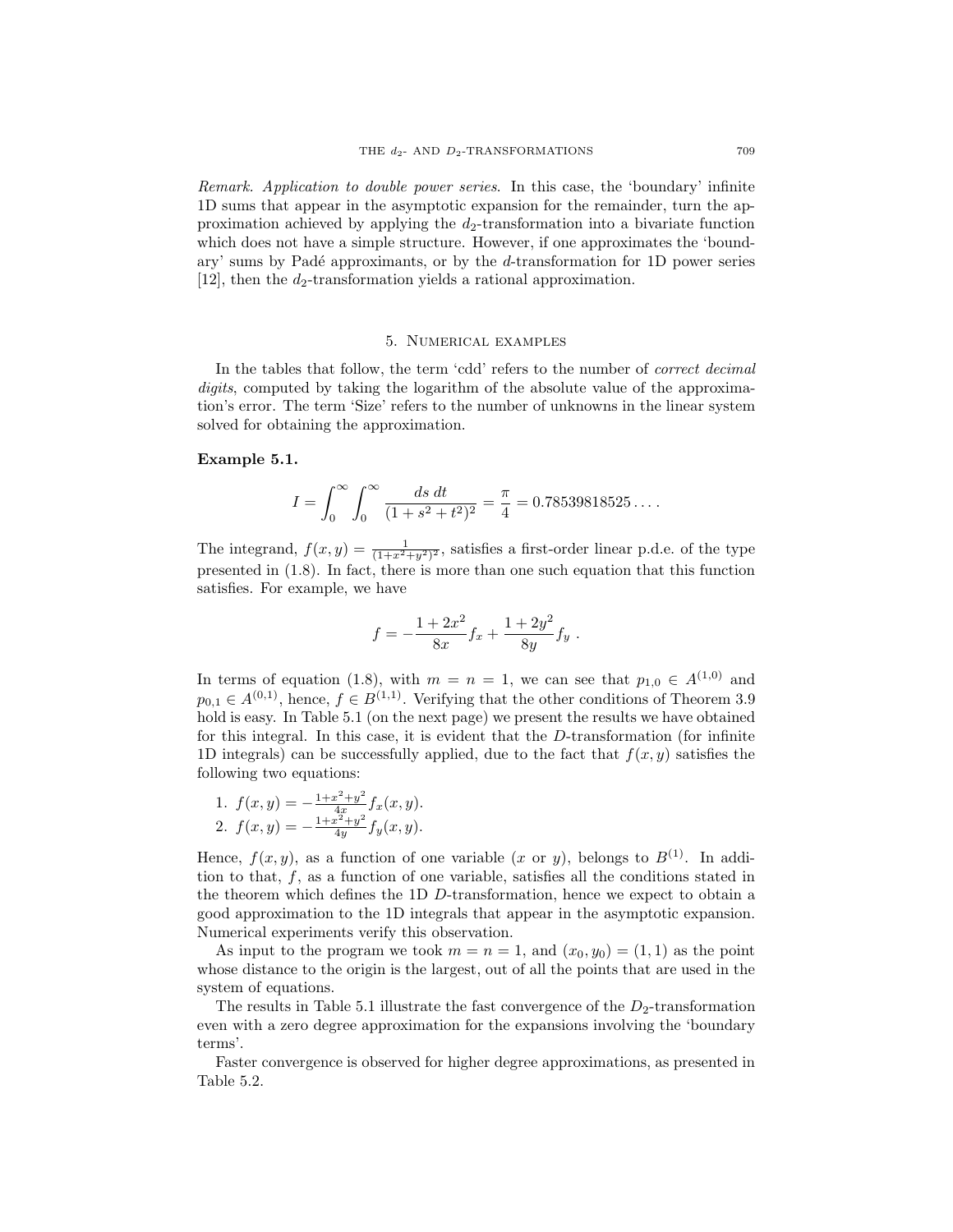*Remark. Application to double power series*. In this case, the 'boundary' infinite 1D sums that appear in the asymptotic expansion for the remainder, turn the approximation achieved by applying the $d_2$-transformation into a bivariate function which does not have a simple structure. However, if one approximates the 'boundary' sums by Padé approximants, or by the $d$-transformation for 1D power series [12], then the $d_2$-transformation yields a rational approximation.

## 5. Numerical examples

In the tables that follow, the term 'cdd' refers to the number of *correct decimal digits*, computed by taking the logarithm of the absolute value of the approximation's error. The term 'Size' refers to the number of unknowns in the linear system solved for obtaining the approximation.

**Example 5.1.**

$$I = \int_0^\infty \int_0^\infty \frac{ds\ dt}{(1+s^2+t^2)^2} = \frac{\pi}{4} = 0.78539818525\ldots .$$

The integrand, $f(x,y) = \frac{1}{(1+x^2+y^2)^2}$, satisfies a first-order linear p.d.e. of the type presented in (1.8). In fact, there is more than one such equation that this function satisfies. For example, we have

$$f = -\frac{1+2x^2}{8x} f_x + \frac{1+2y^2}{8y} f_y\ .$$

In terms of equation (1.8), with $m = n = 1$, we can see that $p_{1,0} \in A^{(1,0)}$ and $p_{0,1} \in A^{(0,1)}$, hence, $f \in B^{(1,1)}$. Verifying that the other conditions of Theorem 3.9 hold is easy. In Table 5.1 (on the next page) we present the results we have obtained for this integral. In this case, it is evident that the $D$-transformation (for infinite 1D integrals) can be successfully applied, due to the fact that $f(x,y)$ satisfies the following two equations:

1. $f(x,y) = -\frac{1+x^2+y^2}{4x} f_x(x,y)$.
2. $f(x,y) = -\frac{1+x^2+y^2}{4y} f_y(x,y)$.

Hence, $f(x,y)$, as a function of one variable ($x$ or $y$), belongs to $B^{(1)}$. In addition to that, $f$, as a function of one variable, satisfies all the conditions stated in the theorem which defines the 1D $D$-transformation, hence we expect to obtain a good approximation to the 1D integrals that appear in the asymptotic expansion. Numerical experiments verify this observation.

As input to the program we took $m = n = 1$, and $(x_0, y_0) = (1,1)$ as the point whose distance to the origin is the largest, out of all the points that are used in the system of equations.

The results in Table 5.1 illustrate the fast convergence of the $D_2$-transformation even with a zero degree approximation for the expansions involving the 'boundary terms'.

Faster convergence is observed for higher degree approximations, as presented in Table 5.2.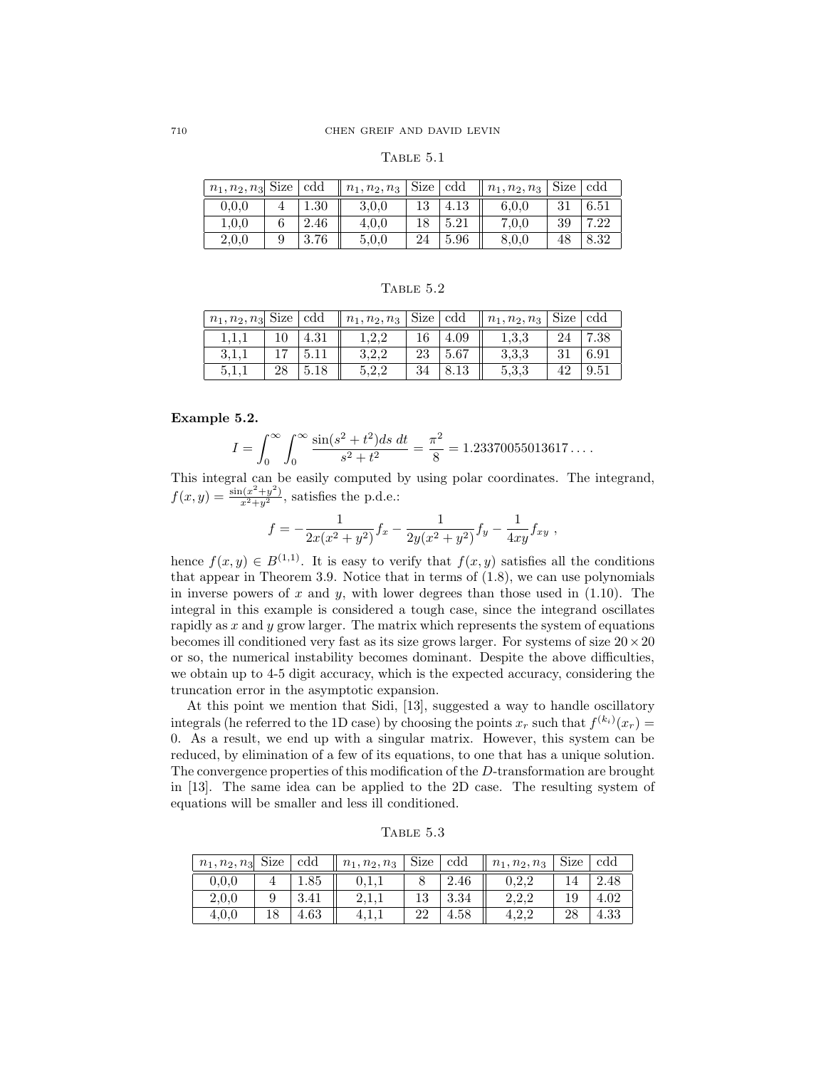TABLE 5.1

| $n_1, n_2, n_3$ | Size | cdd | $n_1, n_2, n_3$ | Size | cdd | $n_1, n_2, n_3$ | Size | cdd |
|---|---|---|---|---|---|---|---|---|
| 0,0,0 | 4 | 1.30 | 3,0,0 | 13 | 4.13 | 6,0,0 | 31 | 6.51 |
| 1,0,0 | 6 | 2.46 | 4,0,0 | 18 | 5.21 | 7,0,0 | 39 | 7.22 |
| 2,0,0 | 9 | 3.76 | 5,0,0 | 24 | 5.96 | 8,0,0 | 48 | 8.32 |

TABLE 5.2

| $n_1, n_2, n_3$ | Size | cdd | $n_1, n_2, n_3$ | Size | cdd | $n_1, n_2, n_3$ | Size | cdd |
|---|---|---|---|---|---|---|---|---|
| 1,1,1 | 10 | 4.31 | 1,2,2 | 16 | 4.09 | 1,3,3 | 24 | 7.38 |
| 3,1,1 | 17 | 5.11 | 3,2,2 | 23 | 5.67 | 3,3,3 | 31 | 6.91 |
| 5,1,1 | 28 | 5.18 | 5,2,2 | 34 | 8.13 | 5,3,3 | 42 | 9.51 |

**Example 5.2.**

$$I = \int_0^\infty \int_0^\infty \frac{\sin(s^2 + t^2) ds\ dt}{s^2 + t^2} = \frac{\pi^2}{8} = 1.23370055013617\ldots .$$

This integral can be easily computed by using polar coordinates. The integrand, $f(x, y) = \frac{\sin(x^2+y^2)}{x^2+y^2}$, satisfies the p.d.e.:

$$f = -\frac{1}{2x(x^2 + y^2)} f_x - \frac{1}{2y(x^2 + y^2)} f_y - \frac{1}{4xy} f_{xy} \ ,$$

hence $f(x, y) \in B^{(1,1)}$. It is easy to verify that $f(x, y)$ satisfies all the conditions that appear in Theorem 3.9. Notice that in terms of (1.8), we can use polynomials in inverse powers of $x$ and $y$, with lower degrees than those used in (1.10). The integral in this example is considered a tough case, since the integrand oscillates rapidly as $x$ and $y$ grow larger. The matrix which represents the system of equations becomes ill conditioned very fast as its size grows larger. For systems of size $20 \times 20$ or so, the numerical instability becomes dominant. Despite the above difficulties, we obtain up to 4-5 digit accuracy, which is the expected accuracy, considering the truncation error in the asymptotic expansion.

At this point we mention that Sidi, [13], suggested a way to handle oscillatory integrals (he referred to the 1D case) by choosing the points $x_r$ such that $f^{(k_i)}(x_r) = 0$. As a result, we end up with a singular matrix. However, this system can be reduced, by elimination of a few of its equations, to one that has a unique solution. The convergence properties of this modification of the $D$-transformation are brought in [13]. The same idea can be applied to the 2D case. The resulting system of equations will be smaller and less ill conditioned.

TABLE 5.3

| $n_1, n_2, n_3$ | Size | cdd | $n_1, n_2, n_3$ | Size | cdd | $n_1, n_2, n_3$ | Size | cdd |
|---|---|---|---|---|---|---|---|---|
| 0,0,0 | 4 | 1.85 | 0,1,1 | 8 | 2.46 | 0,2,2 | 14 | 2.48 |
| 2,0,0 | 9 | 3.41 | 2,1,1 | 13 | 3.34 | 2,2,2 | 19 | 4.02 |
| 4,0,0 | 18 | 4.63 | 4,1,1 | 22 | 4.58 | 4,2,2 | 28 | 4.33 |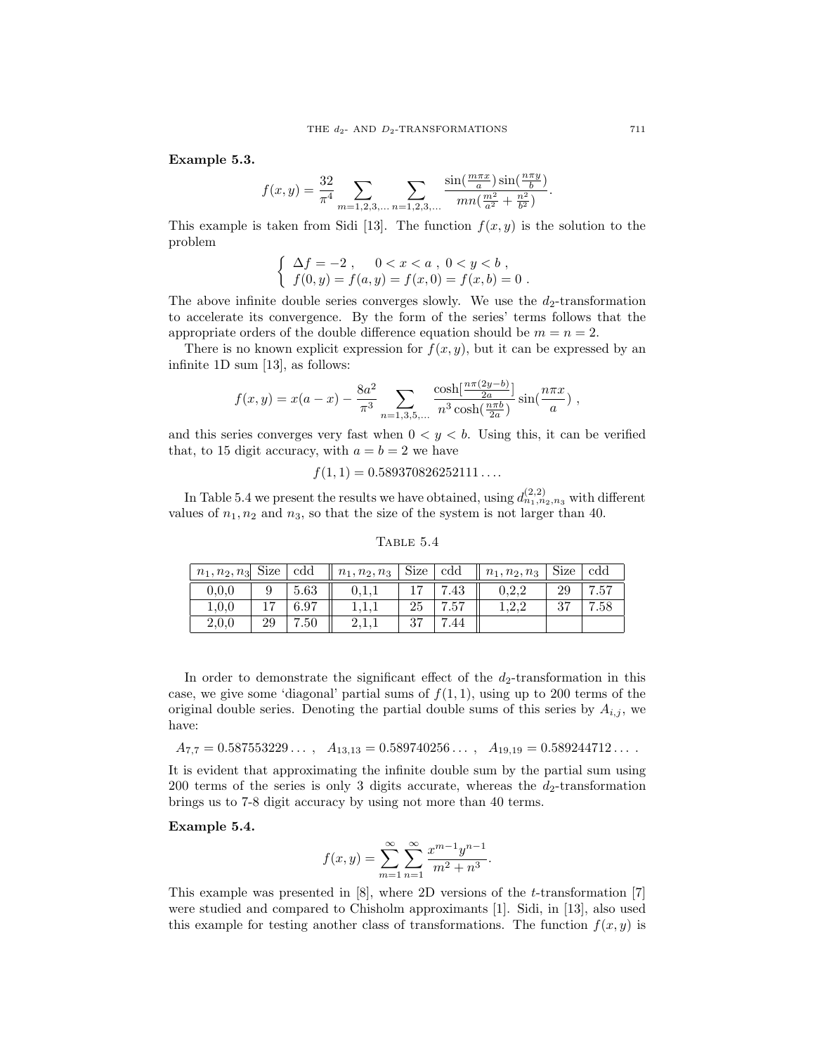**Example 5.3.**

$$f(x,y) = \frac{32}{\pi^4} \sum_{m=1,2,3,\ldots} \sum_{n=1,2,3,\ldots} \frac{\sin(\frac{m\pi x}{a})\sin(\frac{n\pi y}{b})}{mn(\frac{m^2}{a^2}+\frac{n^2}{b^2})}.$$

This example is taken from Sidi [13]. The function $f(x,y)$ is the solution to the problem

$$\begin{cases} \Delta f = -2 \ , \quad 0 < x < a \ , \ 0 < y < b \ , \\ f(0,y) = f(a,y) = f(x,0) = f(x,b) = 0 \ . \end{cases}$$

The above infinite double series converges slowly. We use the $d_2$-transformation to accelerate its convergence. By the form of the series' terms follows that the appropriate orders of the double difference equation should be $m = n = 2$.

There is no known explicit expression for $f(x,y)$, but it can be expressed by an infinite 1D sum [13], as follows:

$$f(x,y) = x(a-x) - \frac{8a^2}{\pi^3} \sum_{n=1,3,5,\ldots} \frac{\cosh[\frac{n\pi(2y-b)}{2a}]}{n^3\cosh(\frac{n\pi b}{2a})} \sin(\frac{n\pi x}{a}) \ ,$$

and this series converges very fast when $0 < y < b$. Using this, it can be verified that, to 15 digit accuracy, with $a = b = 2$ we have

$$f(1,1) = 0.589370826252111\ldots.$$

In Table 5.4 we present the results we have obtained, using $d^{(2,2)}_{n_1,n_2,n_3}$ with different values of $n_1, n_2$ and $n_3$, so that the size of the system is not larger than 40.

Table 5.4

| $n_1,n_2,n_3$ | Size | cdd | $n_1,n_2,n_3$ | Size | cdd | $n_1,n_2,n_3$ | Size | cdd |
|---|---|---|---|---|---|---|---|---|
| 0,0,0 | 9 | 5.63 | 0,1,1 | 17 | 7.43 | 0,2,2 | 29 | 7.57 |
| 1,0,0 | 17 | 6.97 | 1,1,1 | 25 | 7.57 | 1,2,2 | 37 | 7.58 |
| 2,0,0 | 29 | 7.50 | 2,1,1 | 37 | 7.44 | | | |

In order to demonstrate the significant effect of the $d_2$-transformation in this case, we give some 'diagonal' partial sums of $f(1,1)$, using up to 200 terms of the original double series. Denoting the partial double sums of this series by $A_{i,j}$, we have:

$$A_{7,7} = 0.587553229\ldots \ , \quad A_{13,13} = 0.589740256\ldots \ , \quad A_{19,19} = 0.589244712\ldots \ .$$

It is evident that approximating the infinite double sum by the partial sum using 200 terms of the series is only 3 digits accurate, whereas the $d_2$-transformation brings us to 7-8 digit accuracy by using not more than 40 terms.

**Example 5.4.**

$$f(x,y) = \sum_{m=1}^{\infty}\sum_{n=1}^{\infty} \frac{x^{m-1}y^{n-1}}{m^2+n^3}.$$

This example was presented in [8], where 2D versions of the $t$-transformation [7] were studied and compared to Chisholm approximants [1]. Sidi, in [13], also used this example for testing another class of transformations. The function $f(x,y)$ is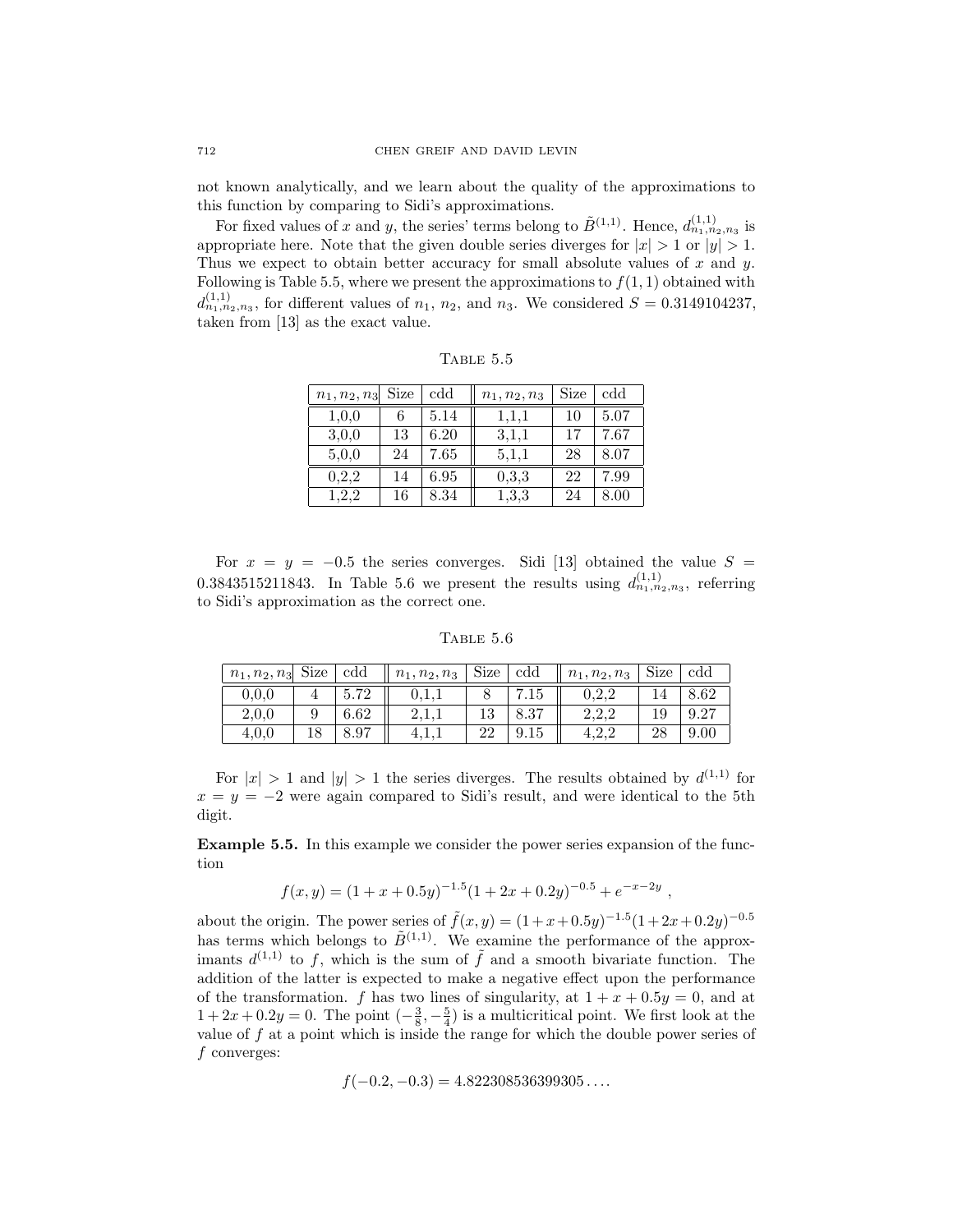not known analytically, and we learn about the quality of the approximations to this function by comparing to Sidi's approximations.

For fixed values of $x$ and $y$, the series' terms belong to $\tilde{B}^{(1,1)}$. Hence, $d^{(1,1)}_{n_1,n_2,n_3}$ is appropriate here. Note that the given double series diverges for $|x| > 1$ or $|y| > 1$. Thus we expect to obtain better accuracy for small absolute values of $x$ and $y$. Following is Table 5.5, where we present the approximations to $f(1,1)$ obtained with $d^{(1,1)}_{n_1,n_2,n_3}$, for different values of $n_1$, $n_2$, and $n_3$. We considered $S = 0.3149104237$, taken from [13] as the exact value.

Table 5.5

| $n_1, n_2, n_3$ | Size | cdd | $n_1, n_2, n_3$ | Size | cdd |
|---|---|---|---|---|---|
| 1,0,0 | 6 | 5.14 | 1,1,1 | 10 | 5.07 |
| 3,0,0 | 13 | 6.20 | 3,1,1 | 17 | 7.67 |
| 5,0,0 | 24 | 7.65 | 5,1,1 | 28 | 8.07 |
| 0,2,2 | 14 | 6.95 | 0,3,3 | 22 | 7.99 |
| 1,2,2 | 16 | 8.34 | 1,3,3 | 24 | 8.00 |

For $x = y = -0.5$ the series converges. Sidi [13] obtained the value $S = 0.3843515211843$. In Table 5.6 we present the results using $d^{(1,1)}_{n_1,n_2,n_3}$, referring to Sidi's approximation as the correct one.

Table 5.6

| $n_1, n_2, n_3$ | Size | cdd | $n_1, n_2, n_3$ | Size | cdd | $n_1, n_2, n_3$ | Size | cdd |
|---|---|---|---|---|---|---|---|---|
| 0,0,0 | 4 | 5.72 | 0,1,1 | 8 | 7.15 | 0,2,2 | 14 | 8.62 |
| 2,0,0 | 9 | 6.62 | 2,1,1 | 13 | 8.37 | 2,2,2 | 19 | 9.27 |
| 4,0,0 | 18 | 8.97 | 4,1,1 | 22 | 9.15 | 4,2,2 | 28 | 9.00 |

For $|x| > 1$ and $|y| > 1$ the series diverges. The results obtained by $d^{(1,1)}$ for $x = y = -2$ were again compared to Sidi's result, and were identical to the 5th digit.

**Example 5.5.** In this example we consider the power series expansion of the function

$$f(x,y) = (1 + x + 0.5y)^{-1.5}(1 + 2x + 0.2y)^{-0.5} + e^{-x-2y} \ ,$$

about the origin. The power series of $\tilde{f}(x,y) = (1+x+0.5y)^{-1.5}(1+2x+0.2y)^{-0.5}$ has terms which belongs to $\tilde{B}^{(1,1)}$. We examine the performance of the approximants $d^{(1,1)}$ to $f$, which is the sum of $\tilde{f}$ and a smooth bivariate function. The addition of the latter is expected to make a negative effect upon the performance of the transformation. $f$ has two lines of singularity, at $1 + x + 0.5y = 0$, and at $1 + 2x + 0.2y = 0$. The point $(-\frac{3}{8}, -\frac{5}{4})$ is a multicritical point. We first look at the value of $f$ at a point which is inside the range for which the double power series of $f$ converges:

$$f(-0.2, -0.3) = 4.822308536399305\ldots.$$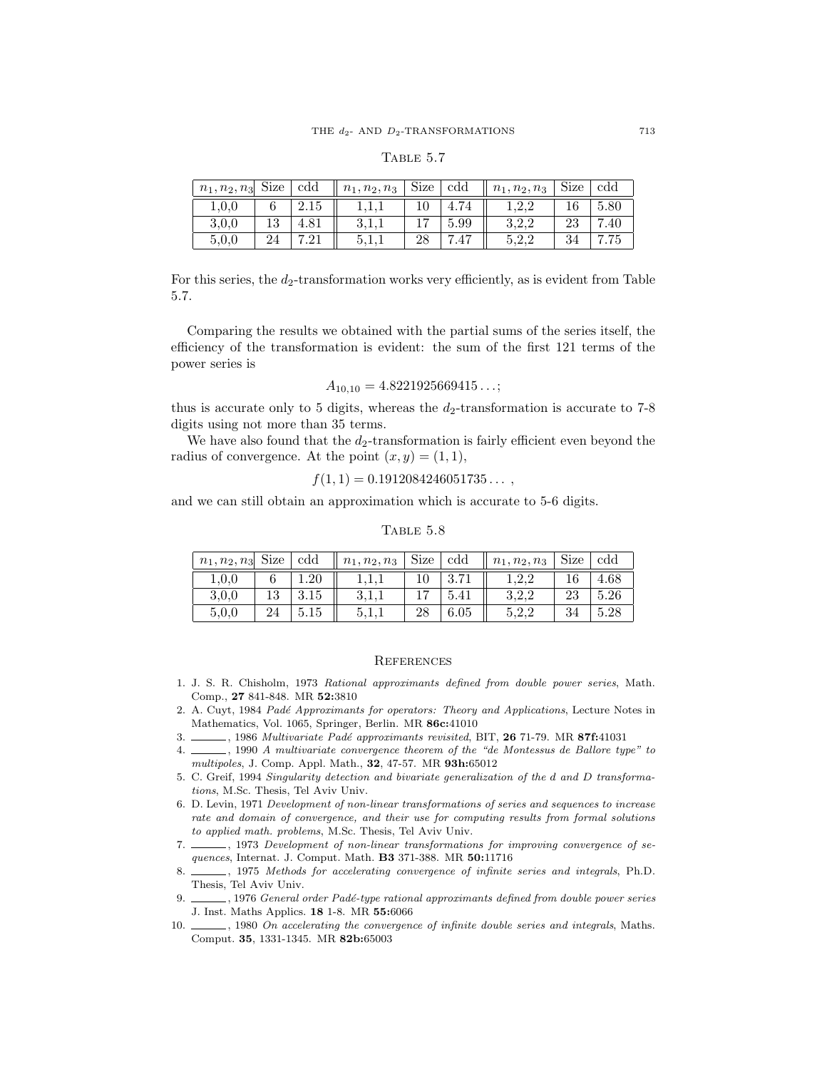TABLE 5.7

| $n_1, n_2, n_3$ | Size | cdd | $n_1, n_2, n_3$ | Size | cdd | $n_1, n_2, n_3$ | Size | cdd |
|---|---|---|---|---|---|---|---|---|
| 1,0,0 | 6 | 2.15 | 1,1,1 | 10 | 4.74 | 1,2,2 | 16 | 5.80 |
| 3,0,0 | 13 | 4.81 | 3,1,1 | 17 | 5.99 | 3,2,2 | 23 | 7.40 |
| 5,0,0 | 24 | 7.21 | 5,1,1 | 28 | 7.47 | 5,2,2 | 34 | 7.75 |

For this series, the $d_2$-transformation works very efficiently, as is evident from Table 5.7.

Comparing the results we obtained with the partial sums of the series itself, the efficiency of the transformation is evident: the sum of the first 121 terms of the power series is

$$A_{10,10} = 4.8221925669415\ldots;$$

thus is accurate only to 5 digits, whereas the $d_2$-transformation is accurate to 7-8 digits using not more than 35 terms.

We have also found that the $d_2$-transformation is fairly efficient even beyond the radius of convergence. At the point $(x, y) = (1, 1)$,

$$f(1, 1) = 0.1912084246051735\ldots\ ,$$

and we can still obtain an approximation which is accurate to 5-6 digits.

TABLE 5.8

| $n_1, n_2, n_3$ | Size | cdd | $n_1, n_2, n_3$ | Size | cdd | $n_1, n_2, n_3$ | Size | cdd |
|---|---|---|---|---|---|---|---|---|
| 1,0,0 | 6 | 1.20 | 1,1,1 | 10 | 3.71 | 1,2,2 | 16 | 4.68 |
| 3,0,0 | 13 | 3.15 | 3,1,1 | 17 | 5.41 | 3,2,2 | 23 | 5.26 |
| 5,0,0 | 24 | 5.15 | 5,1,1 | 28 | 6.05 | 5,2,2 | 34 | 5.28 |

## REFERENCES

1. J. S. R. Chisholm, 1973 *Rational approximants defined from double power series*, Math. Comp., **27** 841-848. MR **52:**3810
2. A. Cuyt, 1984 *Padé Approximants for operators: Theory and Applications*, Lecture Notes in Mathematics, Vol. 1065, Springer, Berlin. MR **86c:**41010
3. ______, 1986 *Multivariate Padé approximants revisited*, BIT, **26** 71-79. MR **87f:**41031
4. ______, 1990 *A multivariate convergence theorem of the "de Montessus de Ballore type" to multipoles*, J. Comp. Appl. Math., **32**, 47-57. MR **93h:**65012
5. C. Greif, 1994 *Singularity detection and bivariate generalization of the d and D transformations*, M.Sc. Thesis, Tel Aviv Univ.
6. D. Levin, 1971 *Development of non-linear transformations of series and sequences to increase rate and domain of convergence, and their use for computing results from formal solutions to applied math. problems*, M.Sc. Thesis, Tel Aviv Univ.
7. ______, 1973 *Development of non-linear transformations for improving convergence of sequences*, Internat. J. Comput. Math. **B3** 371-388. MR **50:**11716
8. ______, 1975 *Methods for accelerating convergence of infinite series and integrals*, Ph.D. Thesis, Tel Aviv Univ.
9. ______, 1976 *General order Padé-type rational approximants defined from double power series* J. Inst. Maths Applics. **18** 1-8. MR **55:**6066
10. ______, 1980 *On accelerating the convergence of infinite double series and integrals*, Maths. Comput. **35**, 1331-1345. MR **82b:**65003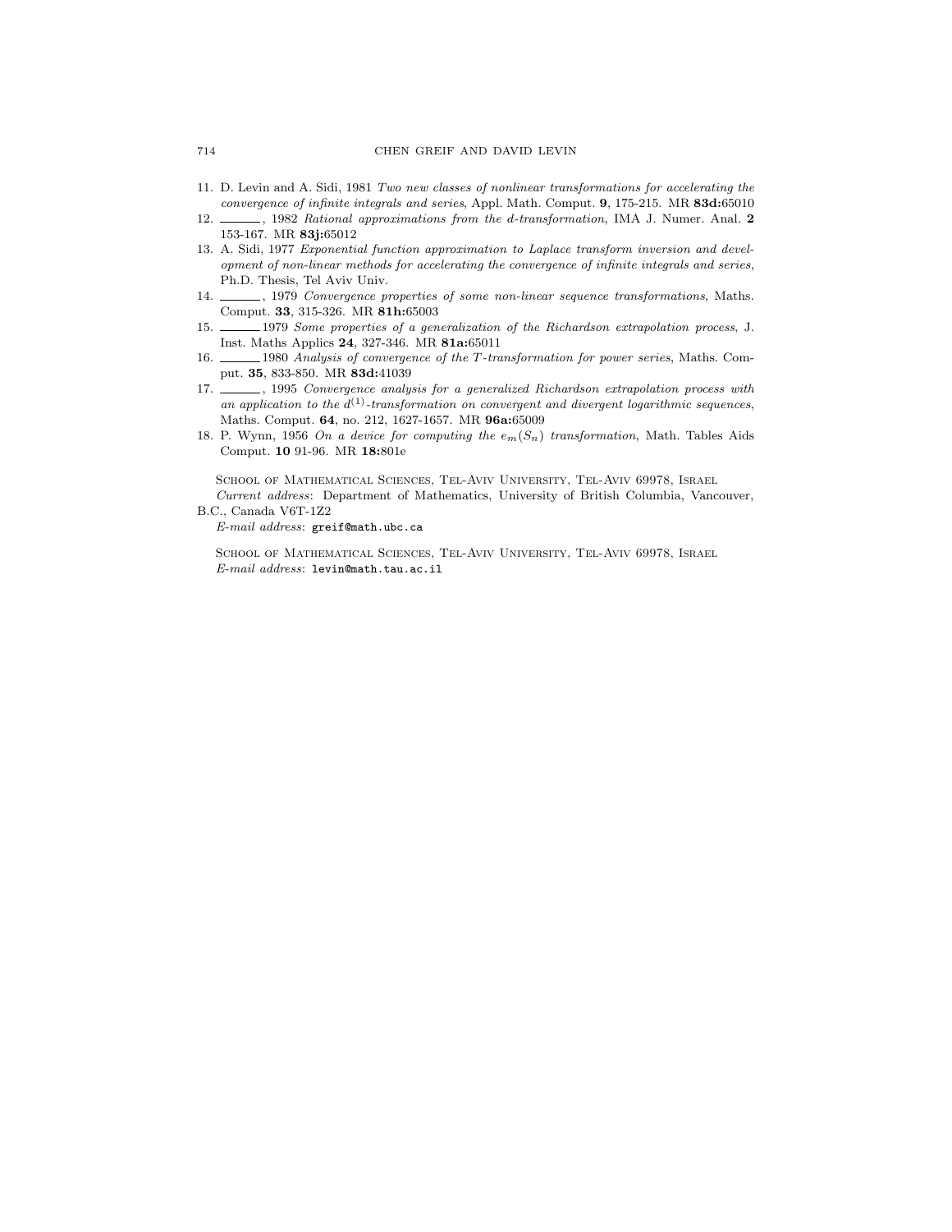11. D. Levin and A. Sidi, 1981 *Two new classes of nonlinear transformations for accelerating the convergence of infinite integrals and series*, Appl. Math. Comput. **9**, 175-215. MR **83d:**65010
12. ______, 1982 *Rational approximations from the d-transformation*, IMA J. Numer. Anal. **2** 153-167. MR **83j:**65012
13. A. Sidi, 1977 *Exponential function approximation to Laplace transform inversion and development of non-linear methods for accelerating the convergence of infinite integrals and series*, Ph.D. Thesis, Tel Aviv Univ.
14. ______, 1979 *Convergence properties of some non-linear sequence transformations*, Maths. Comput. **33**, 315-326. MR **81h:**65003
15. ______ 1979 *Some properties of a generalization of the Richardson extrapolation process*, J. Inst. Maths Applics **24**, 327-346. MR **81a:**65011
16. ______ 1980 *Analysis of convergence of the $T$-transformation for power series*, Maths. Comput. **35**, 833-850. MR **83d:**41039
17. ______, 1995 *Convergence analysis for a generalized Richardson extrapolation process with an application to the $d^{(1)}$-transformation on convergent and divergent logarithmic sequences*, Maths. Comput. **64**, no. 212, 1627-1657. MR **96a:**65009
18. P. Wynn, 1956 *On a device for computing the $e_m(S_n)$ transformation*, Math. Tables Aids Comput. **10** 91-96. MR **18:**801e

School of Mathematical Sciences, Tel-Aviv University, Tel-Aviv 69978, Israel

*Current address*: Department of Mathematics, University of British Columbia, Vancouver, B.C., Canada V6T-1Z2

*E-mail address*: `greif@math.ubc.ca`

School of Mathematical Sciences, Tel-Aviv University, Tel-Aviv 69978, Israel

*E-mail address*: `levin@math.tau.ac.il`